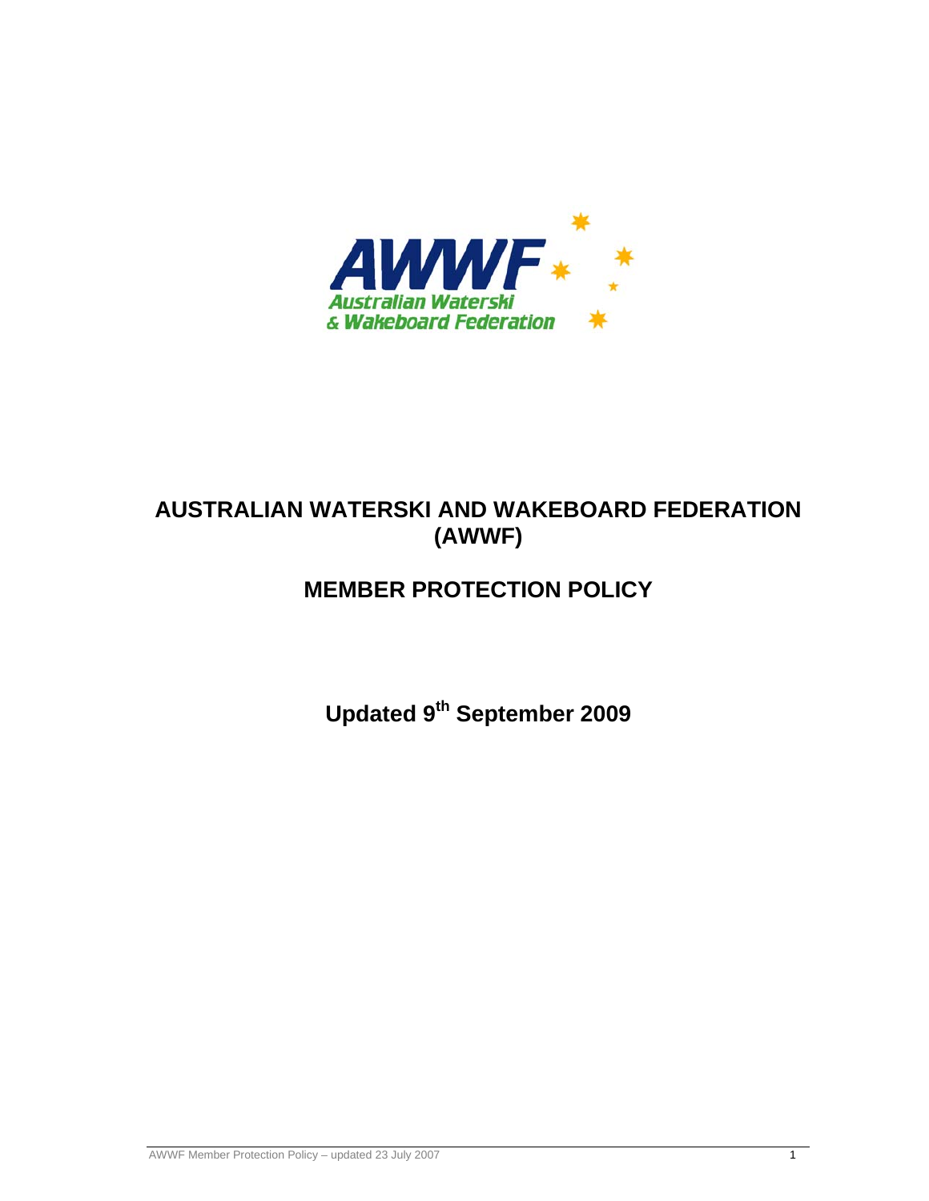# AUSTRALIAN WATERSKI AND WAKEBOARD FEDERATION (AWWF)

## MEMBER PROTECTION POLICY

**Updated 9th September 2009**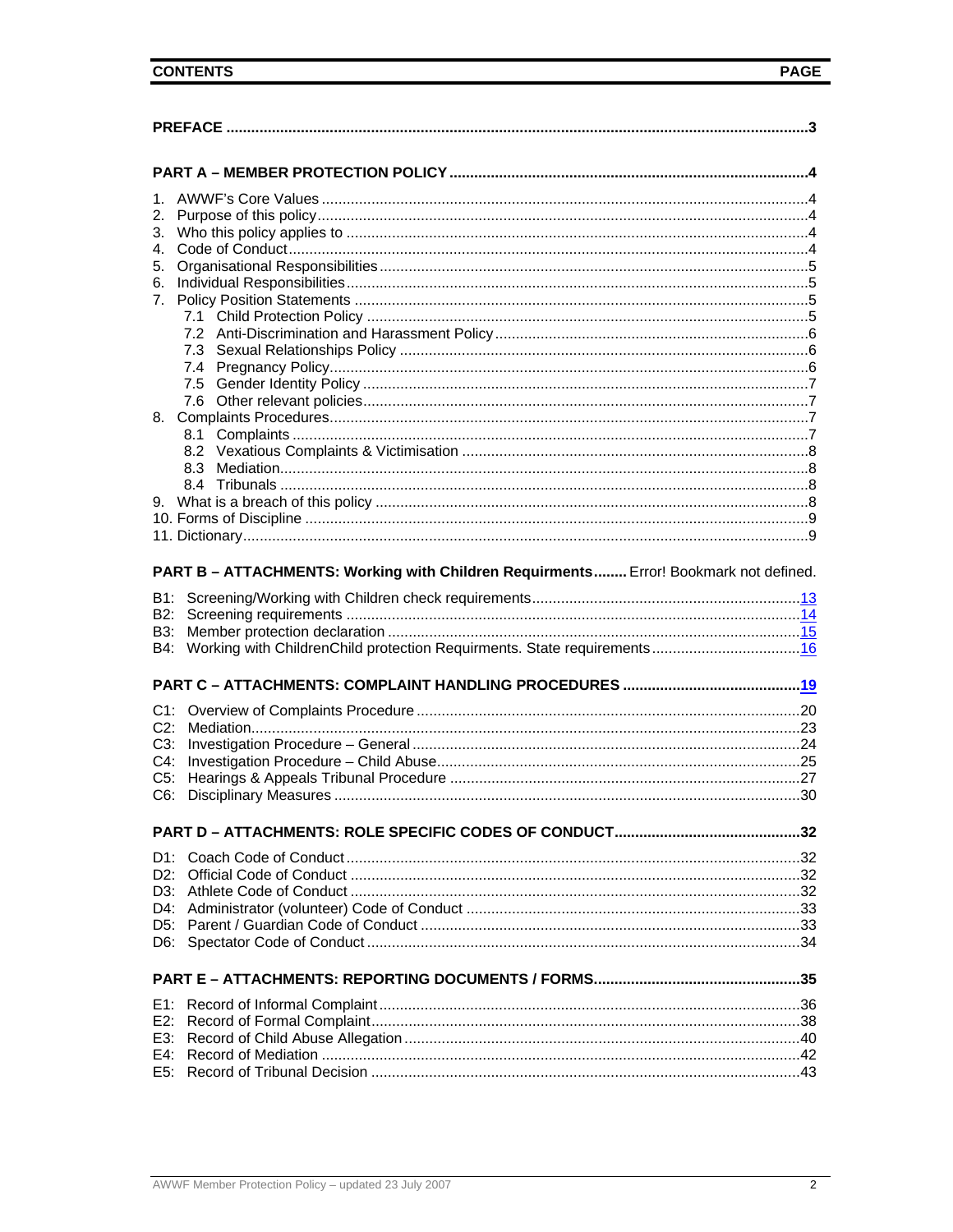| CONTENTS | PAGE |
|---|---|

**PREFACE** .......... 3

**PART A – MEMBER PROTECTION POLICY** .......... 4

1. AWWF's Core Values .......... 4
2. Purpose of this policy .......... 4
3. Who this policy applies to .......... 4
4. Code of Conduct .......... 4
5. Organisational Responsibilities .......... 5
6. Individual Responsibilities .......... 5
7. Policy Position Statements .......... 5
   - 7.1 Child Protection Policy .......... 5
   - 7.2 Anti-Discrimination and Harassment Policy .......... 6
   - 7.3 Sexual Relationships Policy .......... 6
   - 7.4 Pregnancy Policy .......... 6
   - 7.5 Gender Identity Policy .......... 7
   - 7.6 Other relevant policies .......... 7
8. Complaints Procedures .......... 7
   - 8.1 Complaints .......... 7
   - 8.2 Vexatious Complaints & Victimisation .......... 8
   - 8.3 Mediation .......... 8
   - 8.4 Tribunals .......... 8
9. What is a breach of this policy .......... 8
10. Forms of Discipline .......... 9
11. Dictionary .......... 9

**PART B – ATTACHMENTS: Working with Children Requirments** ........ Error! Bookmark not defined.

- B1: Screening/Working with Children check requirements .......... 13
- B2: Screening requirements .......... 14
- B3: Member protection declaration .......... 15
- B4: Working with ChildrenChild protection Requirments. State requirements .......... 16

**PART C – ATTACHMENTS: COMPLAINT HANDLING PROCEDURES** .......... 19

- C1: Overview of Complaints Procedure .......... 20
- C2: Mediation .......... 23
- C3: Investigation Procedure – General .......... 24
- C4: Investigation Procedure – Child Abuse .......... 25
- C5: Hearings & Appeals Tribunal Procedure .......... 27
- C6: Disciplinary Measures .......... 30

**PART D – ATTACHMENTS: ROLE SPECIFIC CODES OF CONDUCT** .......... 32

- D1: Coach Code of Conduct .......... 32
- D2: Official Code of Conduct .......... 32
- D3: Athlete Code of Conduct .......... 32
- D4: Administrator (volunteer) Code of Conduct .......... 33
- D5: Parent / Guardian Code of Conduct .......... 33
- D6: Spectator Code of Conduct .......... 34

**PART E – ATTACHMENTS: REPORTING DOCUMENTS / FORMS** .......... 35

- E1: Record of Informal Complaint .......... 36
- E2: Record of Formal Complaint .......... 38
- E3: Record of Child Abuse Allegation .......... 40
- E4: Record of Mediation .......... 42
- E5: Record of Tribunal Decision .......... 43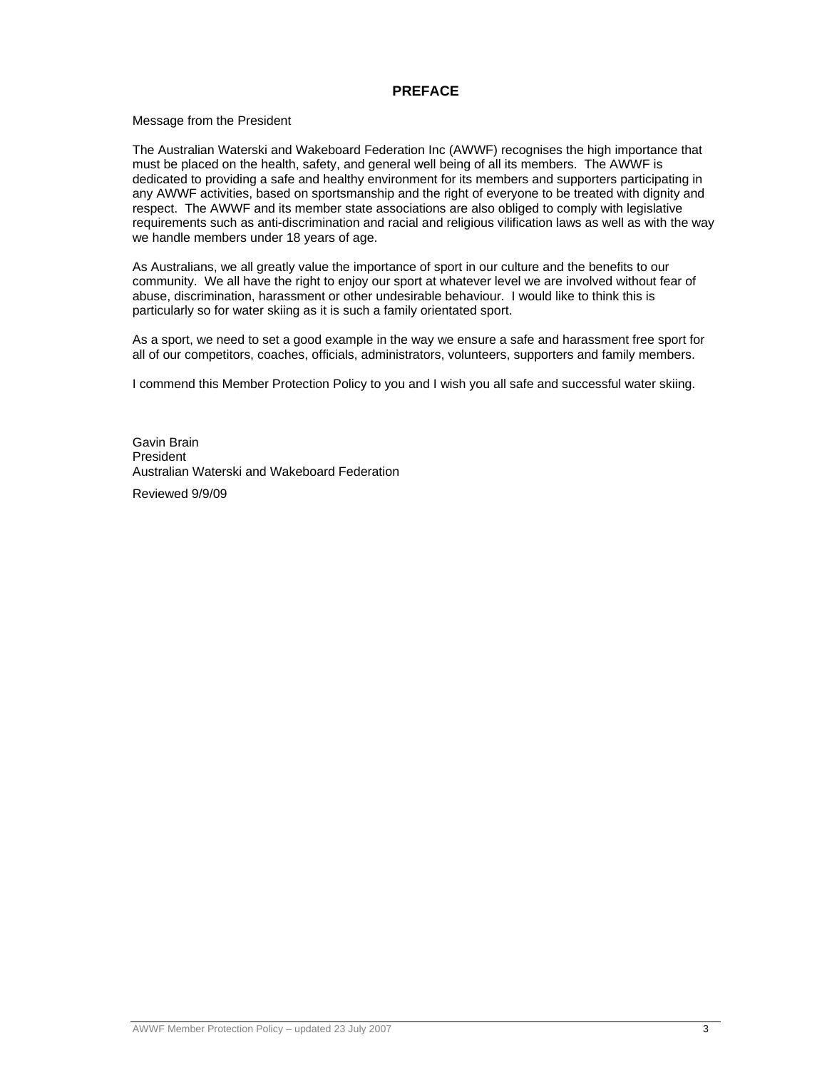# PREFACE

Message from the President

The Australian Waterski and Wakeboard Federation Inc (AWWF) recognises the high importance that must be placed on the health, safety, and general well being of all its members. The AWWF is dedicated to providing a safe and healthy environment for its members and supporters participating in any AWWF activities, based on sportsmanship and the right of everyone to be treated with dignity and respect. The AWWF and its member state associations are also obliged to comply with legislative requirements such as anti-discrimination and racial and religious vilification laws as well as with the way we handle members under 18 years of age.

As Australians, we all greatly value the importance of sport in our culture and the benefits to our community. We all have the right to enjoy our sport at whatever level we are involved without fear of abuse, discrimination, harassment or other undesirable behaviour. I would like to think this is particularly so for water skiing as it is such a family orientated sport.

As a sport, we need to set a good example in the way we ensure a safe and harassment free sport for all of our competitors, coaches, officials, administrators, volunteers, supporters and family members.

I commend this Member Protection Policy to you and I wish you all safe and successful water skiing.

Gavin Brain
President
Australian Waterski and Wakeboard Federation

Reviewed 9/9/09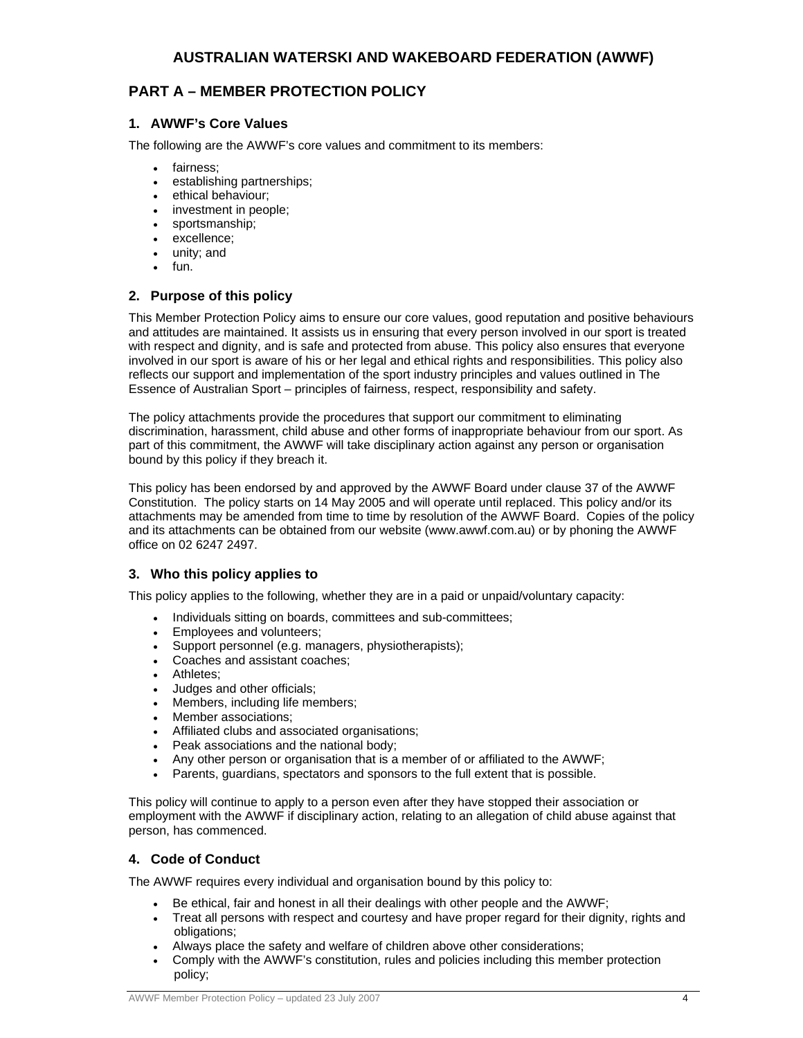# AUSTRALIAN WATERSKI AND WAKEBOARD FEDERATION (AWWF)

## PART A – MEMBER PROTECTION POLICY

### 1. AWWF's Core Values

The following are the AWWF's core values and commitment to its members:

- fairness;
- establishing partnerships;
- ethical behaviour;
- investment in people;
- sportsmanship;
- excellence;
- unity; and
- fun.

### 2. Purpose of this policy

This Member Protection Policy aims to ensure our core values, good reputation and positive behaviours and attitudes are maintained. It assists us in ensuring that every person involved in our sport is treated with respect and dignity, and is safe and protected from abuse. This policy also ensures that everyone involved in our sport is aware of his or her legal and ethical rights and responsibilities. This policy also reflects our support and implementation of the sport industry principles and values outlined in The Essence of Australian Sport – principles of fairness, respect, responsibility and safety.

The policy attachments provide the procedures that support our commitment to eliminating discrimination, harassment, child abuse and other forms of inappropriate behaviour from our sport. As part of this commitment, the AWWF will take disciplinary action against any person or organisation bound by this policy if they breach it.

This policy has been endorsed by and approved by the AWWF Board under clause 37 of the AWWF Constitution. The policy starts on 14 May 2005 and will operate until replaced. This policy and/or its attachments may be amended from time to time by resolution of the AWWF Board. Copies of the policy and its attachments can be obtained from our website (www.awwf.com.au) or by phoning the AWWF office on 02 6247 2497.

### 3. Who this policy applies to

This policy applies to the following, whether they are in a paid or unpaid/voluntary capacity:

- Individuals sitting on boards, committees and sub-committees;
- Employees and volunteers;
- Support personnel (e.g. managers, physiotherapists);
- Coaches and assistant coaches;
- Athletes;
- Judges and other officials;
- Members, including life members;
- Member associations;
- Affiliated clubs and associated organisations;
- Peak associations and the national body;
- Any other person or organisation that is a member of or affiliated to the AWWF;
- Parents, guardians, spectators and sponsors to the full extent that is possible.

This policy will continue to apply to a person even after they have stopped their association or employment with the AWWF if disciplinary action, relating to an allegation of child abuse against that person, has commenced.

### 4. Code of Conduct

The AWWF requires every individual and organisation bound by this policy to:

- Be ethical, fair and honest in all their dealings with other people and the AWWF;
- Treat all persons with respect and courtesy and have proper regard for their dignity, rights and obligations;
- Always place the safety and welfare of children above other considerations;
- Comply with the AWWF's constitution, rules and policies including this member protection policy;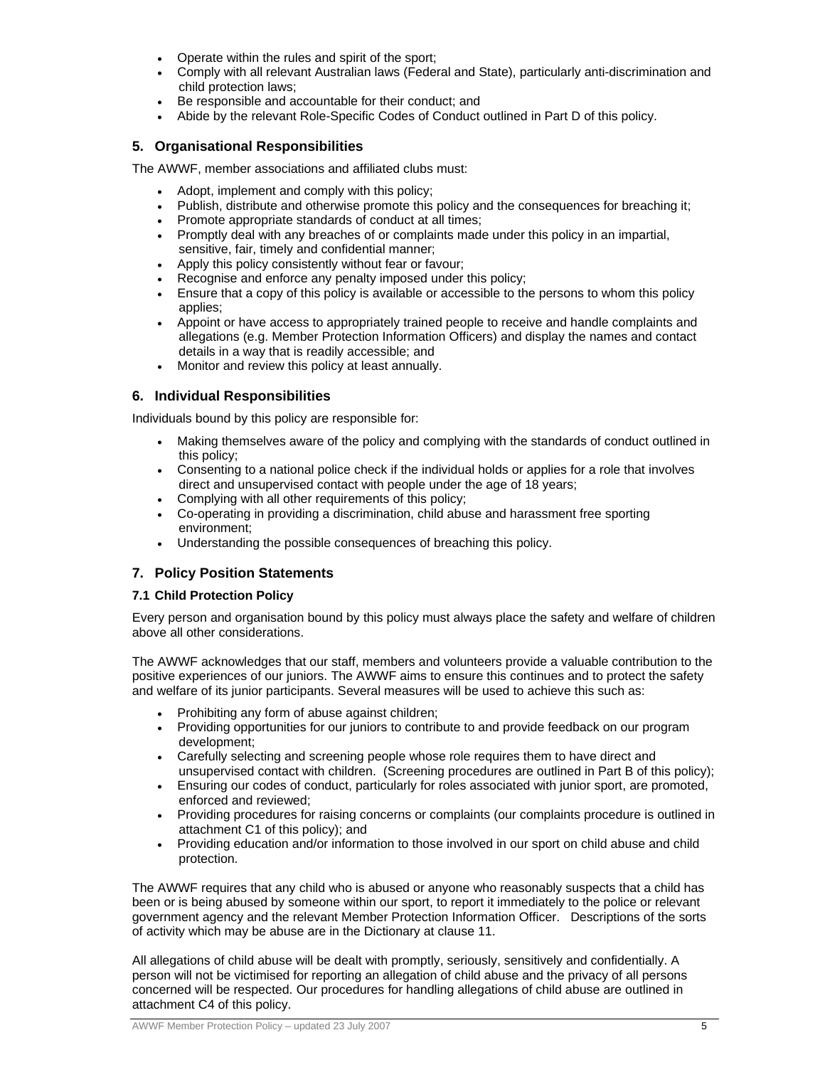- Operate within the rules and spirit of the sport;
- Comply with all relevant Australian laws (Federal and State), particularly anti-discrimination and child protection laws;
- Be responsible and accountable for their conduct; and
- Abide by the relevant Role-Specific Codes of Conduct outlined in Part D of this policy.

## 5. Organisational Responsibilities

The AWWF, member associations and affiliated clubs must:

- Adopt, implement and comply with this policy;
- Publish, distribute and otherwise promote this policy and the consequences for breaching it;
- Promote appropriate standards of conduct at all times;
- Promptly deal with any breaches of or complaints made under this policy in an impartial, sensitive, fair, timely and confidential manner;
- Apply this policy consistently without fear or favour;
- Recognise and enforce any penalty imposed under this policy;
- Ensure that a copy of this policy is available or accessible to the persons to whom this policy applies;
- Appoint or have access to appropriately trained people to receive and handle complaints and allegations (e.g. Member Protection Information Officers) and display the names and contact details in a way that is readily accessible; and
- Monitor and review this policy at least annually.

## 6. Individual Responsibilities

Individuals bound by this policy are responsible for:

- Making themselves aware of the policy and complying with the standards of conduct outlined in this policy;
- Consenting to a national police check if the individual holds or applies for a role that involves direct and unsupervised contact with people under the age of 18 years;
- Complying with all other requirements of this policy;
- Co-operating in providing a discrimination, child abuse and harassment free sporting environment;
- Understanding the possible consequences of breaching this policy.

## 7. Policy Position Statements

### 7.1 Child Protection Policy

Every person and organisation bound by this policy must always place the safety and welfare of children above all other considerations.

The AWWF acknowledges that our staff, members and volunteers provide a valuable contribution to the positive experiences of our juniors. The AWWF aims to ensure this continues and to protect the safety and welfare of its junior participants. Several measures will be used to achieve this such as:

- Prohibiting any form of abuse against children;
- Providing opportunities for our juniors to contribute to and provide feedback on our program development;
- Carefully selecting and screening people whose role requires them to have direct and unsupervised contact with children. (Screening procedures are outlined in Part B of this policy);
- Ensuring our codes of conduct, particularly for roles associated with junior sport, are promoted, enforced and reviewed;
- Providing procedures for raising concerns or complaints (our complaints procedure is outlined in attachment C1 of this policy); and
- Providing education and/or information to those involved in our sport on child abuse and child protection.

The AWWF requires that any child who is abused or anyone who reasonably suspects that a child has been or is being abused by someone within our sport, to report it immediately to the police or relevant government agency and the relevant Member Protection Information Officer. Descriptions of the sorts of activity which may be abuse are in the Dictionary at clause 11.

All allegations of child abuse will be dealt with promptly, seriously, sensitively and confidentially. A person will not be victimised for reporting an allegation of child abuse and the privacy of all persons concerned will be respected. Our procedures for handling allegations of child abuse are outlined in attachment C4 of this policy.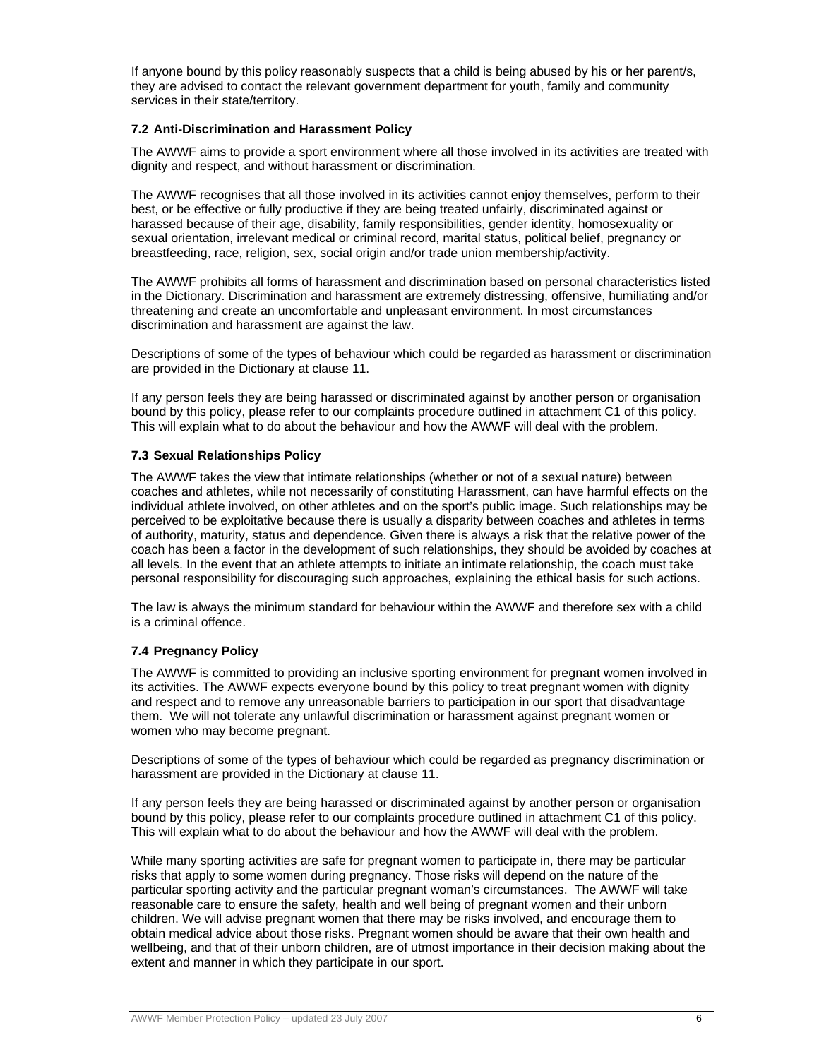If anyone bound by this policy reasonably suspects that a child is being abused by his or her parent/s, they are advised to contact the relevant government department for youth, family and community services in their state/territory.

### 7.2 Anti-Discrimination and Harassment Policy

The AWWF aims to provide a sport environment where all those involved in its activities are treated with dignity and respect, and without harassment or discrimination.

The AWWF recognises that all those involved in its activities cannot enjoy themselves, perform to their best, or be effective or fully productive if they are being treated unfairly, discriminated against or harassed because of their age, disability, family responsibilities, gender identity, homosexuality or sexual orientation, irrelevant medical or criminal record, marital status, political belief, pregnancy or breastfeeding, race, religion, sex, social origin and/or trade union membership/activity.

The AWWF prohibits all forms of harassment and discrimination based on personal characteristics listed in the Dictionary. Discrimination and harassment are extremely distressing, offensive, humiliating and/or threatening and create an uncomfortable and unpleasant environment. In most circumstances discrimination and harassment are against the law.

Descriptions of some of the types of behaviour which could be regarded as harassment or discrimination are provided in the Dictionary at clause 11.

If any person feels they are being harassed or discriminated against by another person or organisation bound by this policy, please refer to our complaints procedure outlined in attachment C1 of this policy. This will explain what to do about the behaviour and how the AWWF will deal with the problem.

### 7.3 Sexual Relationships Policy

The AWWF takes the view that intimate relationships (whether or not of a sexual nature) between coaches and athletes, while not necessarily of constituting Harassment, can have harmful effects on the individual athlete involved, on other athletes and on the sport's public image. Such relationships may be perceived to be exploitative because there is usually a disparity between coaches and athletes in terms of authority, maturity, status and dependence. Given there is always a risk that the relative power of the coach has been a factor in the development of such relationships, they should be avoided by coaches at all levels. In the event that an athlete attempts to initiate an intimate relationship, the coach must take personal responsibility for discouraging such approaches, explaining the ethical basis for such actions.

The law is always the minimum standard for behaviour within the AWWF and therefore sex with a child is a criminal offence.

### 7.4 Pregnancy Policy

The AWWF is committed to providing an inclusive sporting environment for pregnant women involved in its activities. The AWWF expects everyone bound by this policy to treat pregnant women with dignity and respect and to remove any unreasonable barriers to participation in our sport that disadvantage them. We will not tolerate any unlawful discrimination or harassment against pregnant women or women who may become pregnant.

Descriptions of some of the types of behaviour which could be regarded as pregnancy discrimination or harassment are provided in the Dictionary at clause 11.

If any person feels they are being harassed or discriminated against by another person or organisation bound by this policy, please refer to our complaints procedure outlined in attachment C1 of this policy. This will explain what to do about the behaviour and how the AWWF will deal with the problem.

While many sporting activities are safe for pregnant women to participate in, there may be particular risks that apply to some women during pregnancy. Those risks will depend on the nature of the particular sporting activity and the particular pregnant woman's circumstances. The AWWF will take reasonable care to ensure the safety, health and well being of pregnant women and their unborn children. We will advise pregnant women that there may be risks involved, and encourage them to obtain medical advice about those risks. Pregnant women should be aware that their own health and wellbeing, and that of their unborn children, are of utmost importance in their decision making about the extent and manner in which they participate in our sport.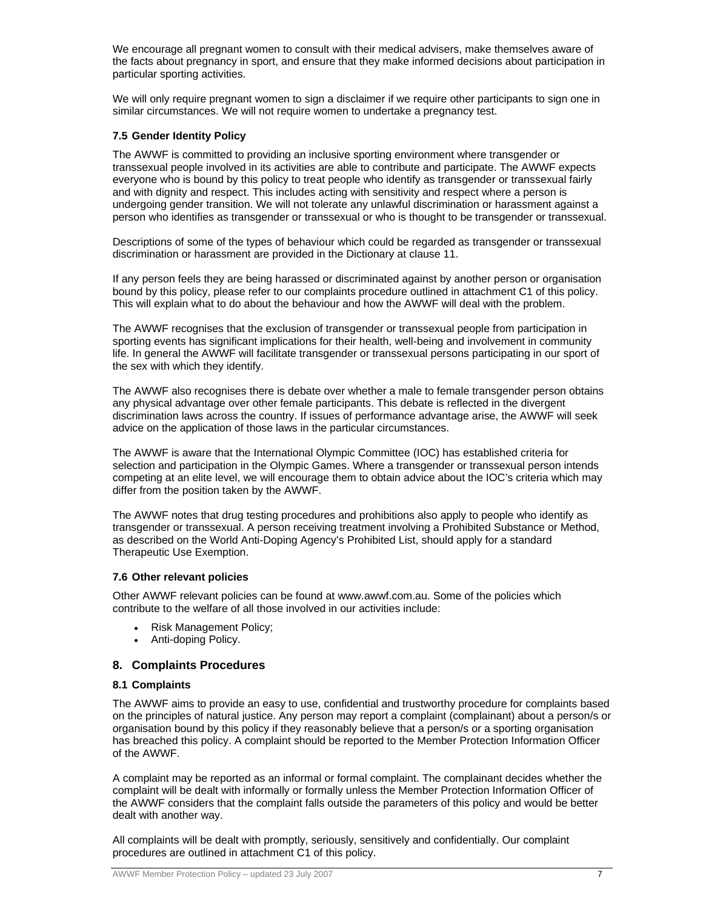We encourage all pregnant women to consult with their medical advisers, make themselves aware of the facts about pregnancy in sport, and ensure that they make informed decisions about participation in particular sporting activities.

We will only require pregnant women to sign a disclaimer if we require other participants to sign one in similar circumstances. We will not require women to undertake a pregnancy test.

### 7.5 Gender Identity Policy

The AWWF is committed to providing an inclusive sporting environment where transgender or transsexual people involved in its activities are able to contribute and participate. The AWWF expects everyone who is bound by this policy to treat people who identify as transgender or transsexual fairly and with dignity and respect. This includes acting with sensitivity and respect where a person is undergoing gender transition. We will not tolerate any unlawful discrimination or harassment against a person who identifies as transgender or transsexual or who is thought to be transgender or transsexual.

Descriptions of some of the types of behaviour which could be regarded as transgender or transsexual discrimination or harassment are provided in the Dictionary at clause 11.

If any person feels they are being harassed or discriminated against by another person or organisation bound by this policy, please refer to our complaints procedure outlined in attachment C1 of this policy. This will explain what to do about the behaviour and how the AWWF will deal with the problem.

The AWWF recognises that the exclusion of transgender or transsexual people from participation in sporting events has significant implications for their health, well-being and involvement in community life. In general the AWWF will facilitate transgender or transsexual persons participating in our sport of the sex with which they identify.

The AWWF also recognises there is debate over whether a male to female transgender person obtains any physical advantage over other female participants. This debate is reflected in the divergent discrimination laws across the country. If issues of performance advantage arise, the AWWF will seek advice on the application of those laws in the particular circumstances.

The AWWF is aware that the International Olympic Committee (IOC) has established criteria for selection and participation in the Olympic Games. Where a transgender or transsexual person intends competing at an elite level, we will encourage them to obtain advice about the IOC's criteria which may differ from the position taken by the AWWF.

The AWWF notes that drug testing procedures and prohibitions also apply to people who identify as transgender or transsexual. A person receiving treatment involving a Prohibited Substance or Method, as described on the World Anti-Doping Agency's Prohibited List, should apply for a standard Therapeutic Use Exemption.

### 7.6 Other relevant policies

Other AWWF relevant policies can be found at www.awwf.com.au. Some of the policies which contribute to the welfare of all those involved in our activities include:

- Risk Management Policy;
- Anti-doping Policy.

## 8. Complaints Procedures

### 8.1 Complaints

The AWWF aims to provide an easy to use, confidential and trustworthy procedure for complaints based on the principles of natural justice. Any person may report a complaint (complainant) about a person/s or organisation bound by this policy if they reasonably believe that a person/s or a sporting organisation has breached this policy. A complaint should be reported to the Member Protection Information Officer of the AWWF.

A complaint may be reported as an informal or formal complaint. The complainant decides whether the complaint will be dealt with informally or formally unless the Member Protection Information Officer of the AWWF considers that the complaint falls outside the parameters of this policy and would be better dealt with another way.

All complaints will be dealt with promptly, seriously, sensitively and confidentially. Our complaint procedures are outlined in attachment C1 of this policy.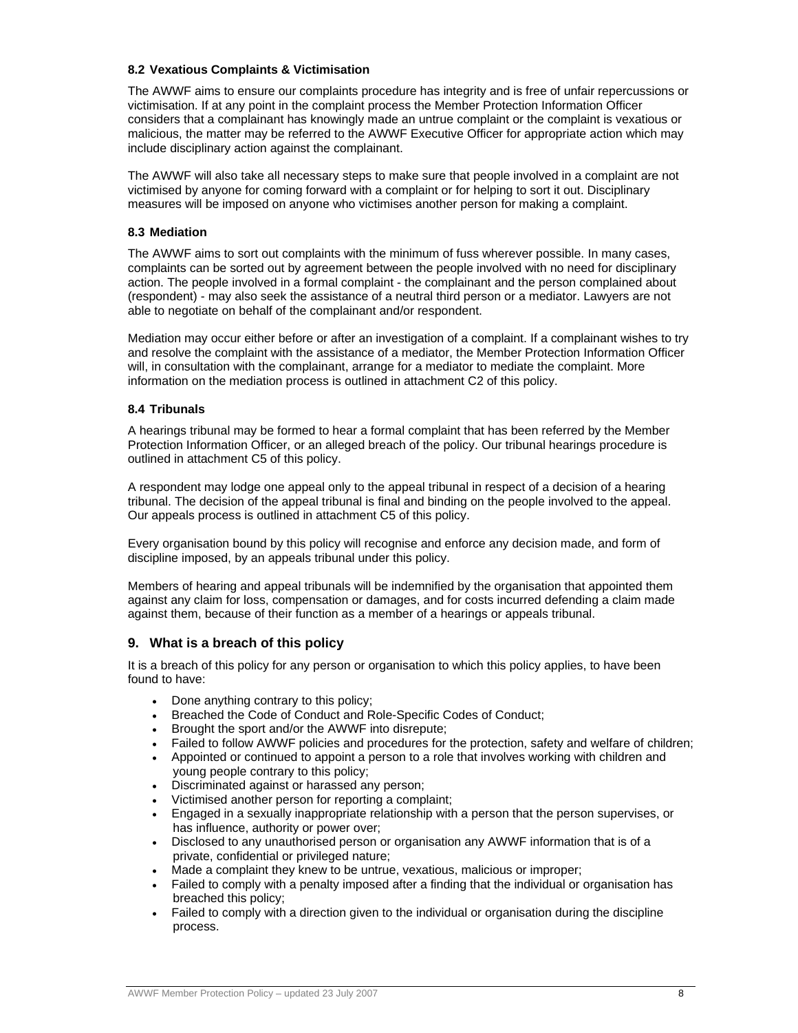### 8.2 Vexatious Complaints & Victimisation

The AWWF aims to ensure our complaints procedure has integrity and is free of unfair repercussions or victimisation. If at any point in the complaint process the Member Protection Information Officer considers that a complainant has knowingly made an untrue complaint or the complaint is vexatious or malicious, the matter may be referred to the AWWF Executive Officer for appropriate action which may include disciplinary action against the complainant.

The AWWF will also take all necessary steps to make sure that people involved in a complaint are not victimised by anyone for coming forward with a complaint or for helping to sort it out. Disciplinary measures will be imposed on anyone who victimises another person for making a complaint.

### 8.3 Mediation

The AWWF aims to sort out complaints with the minimum of fuss wherever possible. In many cases, complaints can be sorted out by agreement between the people involved with no need for disciplinary action. The people involved in a formal complaint - the complainant and the person complained about (respondent) - may also seek the assistance of a neutral third person or a mediator. Lawyers are not able to negotiate on behalf of the complainant and/or respondent.

Mediation may occur either before or after an investigation of a complaint. If a complainant wishes to try and resolve the complaint with the assistance of a mediator, the Member Protection Information Officer will, in consultation with the complainant, arrange for a mediator to mediate the complaint. More information on the mediation process is outlined in attachment C2 of this policy.

### 8.4 Tribunals

A hearings tribunal may be formed to hear a formal complaint that has been referred by the Member Protection Information Officer, or an alleged breach of the policy. Our tribunal hearings procedure is outlined in attachment C5 of this policy.

A respondent may lodge one appeal only to the appeal tribunal in respect of a decision of a hearing tribunal. The decision of the appeal tribunal is final and binding on the people involved to the appeal. Our appeals process is outlined in attachment C5 of this policy.

Every organisation bound by this policy will recognise and enforce any decision made, and form of discipline imposed, by an appeals tribunal under this policy.

Members of hearing and appeal tribunals will be indemnified by the organisation that appointed them against any claim for loss, compensation or damages, and for costs incurred defending a claim made against them, because of their function as a member of a hearings or appeals tribunal.

## 9. What is a breach of this policy

It is a breach of this policy for any person or organisation to which this policy applies, to have been found to have:

- Done anything contrary to this policy;
- Breached the Code of Conduct and Role-Specific Codes of Conduct;
- Brought the sport and/or the AWWF into disrepute;
- Failed to follow AWWF policies and procedures for the protection, safety and welfare of children;
- Appointed or continued to appoint a person to a role that involves working with children and young people contrary to this policy;
- Discriminated against or harassed any person;
- Victimised another person for reporting a complaint;
- Engaged in a sexually inappropriate relationship with a person that the person supervises, or has influence, authority or power over;
- Disclosed to any unauthorised person or organisation any AWWF information that is of a private, confidential or privileged nature;
- Made a complaint they knew to be untrue, vexatious, malicious or improper;
- Failed to comply with a penalty imposed after a finding that the individual or organisation has breached this policy;
- Failed to comply with a direction given to the individual or organisation during the discipline process.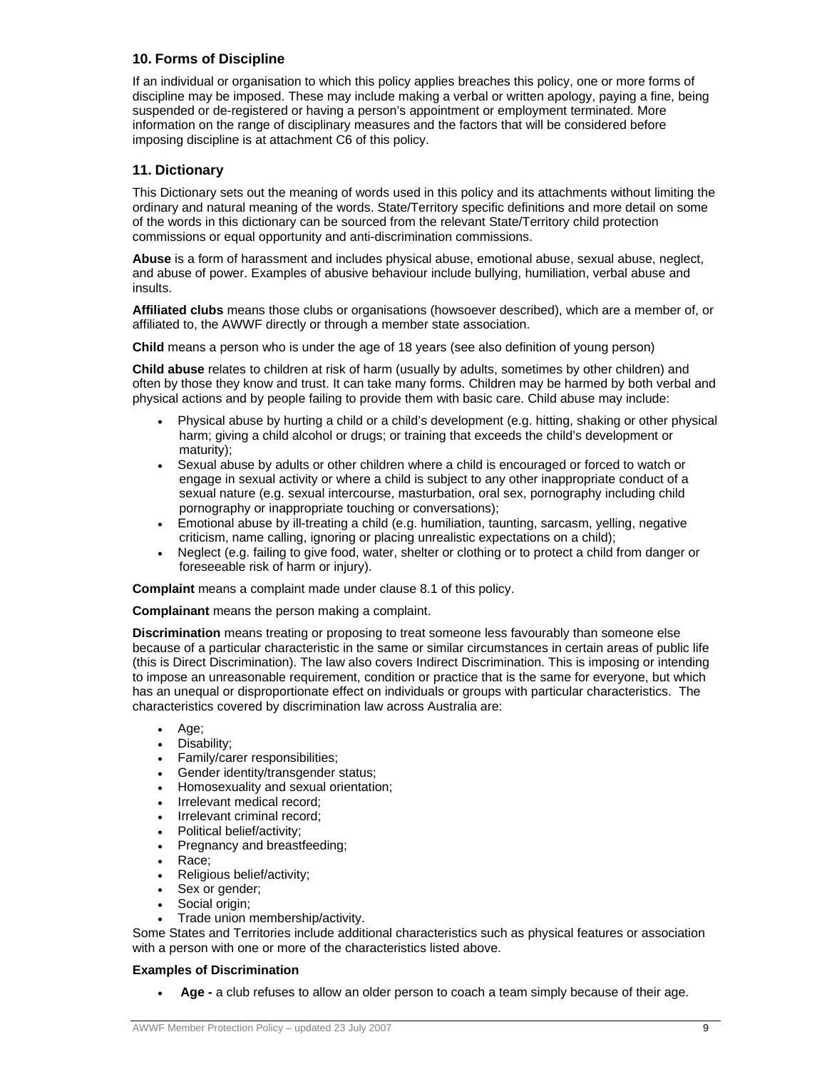## 10. Forms of Discipline

If an individual or organisation to which this policy applies breaches this policy, one or more forms of discipline may be imposed. These may include making a verbal or written apology, paying a fine, being suspended or de-registered or having a person's appointment or employment terminated. More information on the range of disciplinary measures and the factors that will be considered before imposing discipline is at attachment C6 of this policy.

## 11. Dictionary

This Dictionary sets out the meaning of words used in this policy and its attachments without limiting the ordinary and natural meaning of the words. State/Territory specific definitions and more detail on some of the words in this dictionary can be sourced from the relevant State/Territory child protection commissions or equal opportunity and anti-discrimination commissions.

**Abuse** is a form of harassment and includes physical abuse, emotional abuse, sexual abuse, neglect, and abuse of power. Examples of abusive behaviour include bullying, humiliation, verbal abuse and insults.

**Affiliated clubs** means those clubs or organisations (howsoever described), which are a member of, or affiliated to, the AWWF directly or through a member state association.

**Child** means a person who is under the age of 18 years (see also definition of young person)

**Child abuse** relates to children at risk of harm (usually by adults, sometimes by other children) and often by those they know and trust. It can take many forms. Children may be harmed by both verbal and physical actions and by people failing to provide them with basic care. Child abuse may include:

- Physical abuse by hurting a child or a child's development (e.g. hitting, shaking or other physical harm; giving a child alcohol or drugs; or training that exceeds the child's development or maturity);
- Sexual abuse by adults or other children where a child is encouraged or forced to watch or engage in sexual activity or where a child is subject to any other inappropriate conduct of a sexual nature (e.g. sexual intercourse, masturbation, oral sex, pornography including child pornography or inappropriate touching or conversations);
- Emotional abuse by ill-treating a child (e.g. humiliation, taunting, sarcasm, yelling, negative criticism, name calling, ignoring or placing unrealistic expectations on a child);
- Neglect (e.g. failing to give food, water, shelter or clothing or to protect a child from danger or foreseeable risk of harm or injury).

**Complaint** means a complaint made under clause 8.1 of this policy.

**Complainant** means the person making a complaint.

**Discrimination** means treating or proposing to treat someone less favourably than someone else because of a particular characteristic in the same or similar circumstances in certain areas of public life (this is Direct Discrimination). The law also covers Indirect Discrimination. This is imposing or intending to impose an unreasonable requirement, condition or practice that is the same for everyone, but which has an unequal or disproportionate effect on individuals or groups with particular characteristics. The characteristics covered by discrimination law across Australia are:

- Age;
- Disability;
- Family/carer responsibilities;
- Gender identity/transgender status;
- Homosexuality and sexual orientation;
- Irrelevant medical record;
- Irrelevant criminal record;
- Political belief/activity;
- Pregnancy and breastfeeding;
- Race;
- Religious belief/activity;
- Sex or gender;
- Social origin;
- Trade union membership/activity.

Some States and Territories include additional characteristics such as physical features or association with a person with one or more of the characteristics listed above.

**Examples of Discrimination**

- **Age -** a club refuses to allow an older person to coach a team simply because of their age.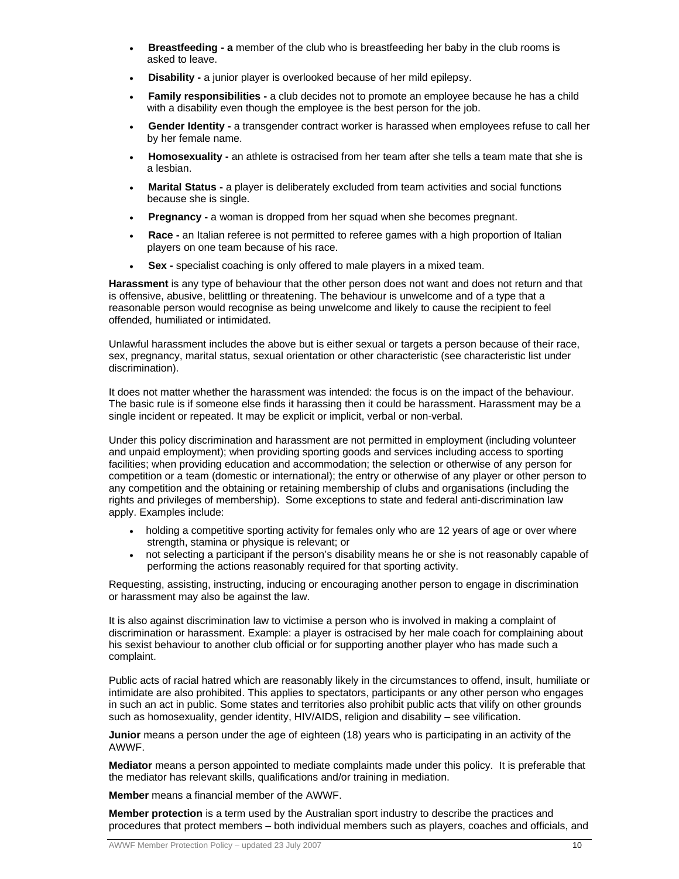- **Breastfeeding - a** member of the club who is breastfeeding her baby in the club rooms is asked to leave.
- **Disability -** a junior player is overlooked because of her mild epilepsy.
- **Family responsibilities -** a club decides not to promote an employee because he has a child with a disability even though the employee is the best person for the job.
- **Gender Identity -** a transgender contract worker is harassed when employees refuse to call her by her female name.
- **Homosexuality -** an athlete is ostracised from her team after she tells a team mate that she is a lesbian.
- **Marital Status -** a player is deliberately excluded from team activities and social functions because she is single.
- **Pregnancy -** a woman is dropped from her squad when she becomes pregnant.
- **Race -** an Italian referee is not permitted to referee games with a high proportion of Italian players on one team because of his race.
- **Sex -** specialist coaching is only offered to male players in a mixed team.

**Harassment** is any type of behaviour that the other person does not want and does not return and that is offensive, abusive, belittling or threatening. The behaviour is unwelcome and of a type that a reasonable person would recognise as being unwelcome and likely to cause the recipient to feel offended, humiliated or intimidated.

Unlawful harassment includes the above but is either sexual or targets a person because of their race, sex, pregnancy, marital status, sexual orientation or other characteristic (see characteristic list under discrimination).

It does not matter whether the harassment was intended: the focus is on the impact of the behaviour. The basic rule is if someone else finds it harassing then it could be harassment. Harassment may be a single incident or repeated. It may be explicit or implicit, verbal or non-verbal.

Under this policy discrimination and harassment are not permitted in employment (including volunteer and unpaid employment); when providing sporting goods and services including access to sporting facilities; when providing education and accommodation; the selection or otherwise of any person for competition or a team (domestic or international); the entry or otherwise of any player or other person to any competition and the obtaining or retaining membership of clubs and organisations (including the rights and privileges of membership). Some exceptions to state and federal anti-discrimination law apply. Examples include:

- holding a competitive sporting activity for females only who are 12 years of age or over where strength, stamina or physique is relevant; or
- not selecting a participant if the person's disability means he or she is not reasonably capable of performing the actions reasonably required for that sporting activity.

Requesting, assisting, instructing, inducing or encouraging another person to engage in discrimination or harassment may also be against the law.

It is also against discrimination law to victimise a person who is involved in making a complaint of discrimination or harassment. Example: a player is ostracised by her male coach for complaining about his sexist behaviour to another club official or for supporting another player who has made such a complaint.

Public acts of racial hatred which are reasonably likely in the circumstances to offend, insult, humiliate or intimidate are also prohibited. This applies to spectators, participants or any other person who engages in such an act in public. Some states and territories also prohibit public acts that vilify on other grounds such as homosexuality, gender identity, HIV/AIDS, religion and disability – see vilification.

**Junior** means a person under the age of eighteen (18) years who is participating in an activity of the AWWF.

**Mediator** means a person appointed to mediate complaints made under this policy. It is preferable that the mediator has relevant skills, qualifications and/or training in mediation.

**Member** means a financial member of the AWWF.

**Member protection** is a term used by the Australian sport industry to describe the practices and procedures that protect members – both individual members such as players, coaches and officials, and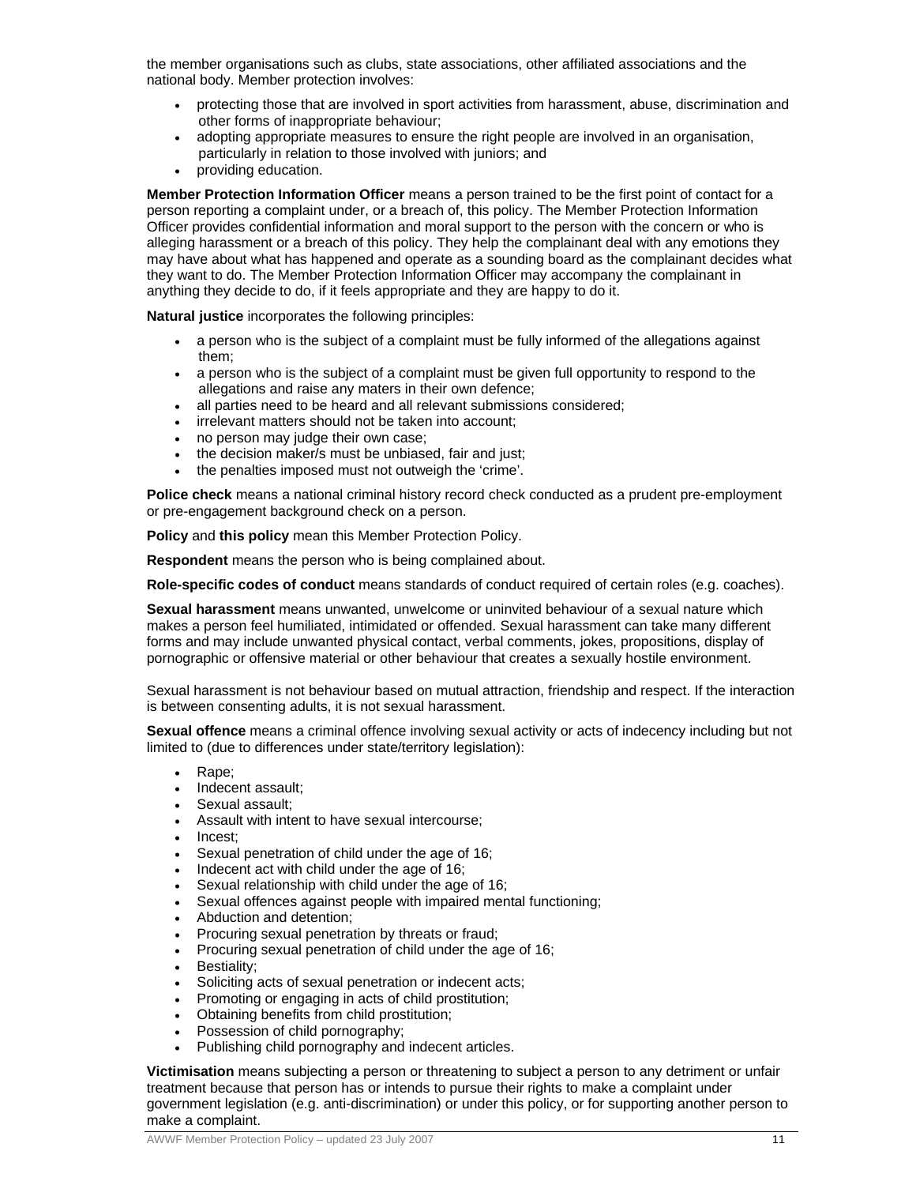the member organisations such as clubs, state associations, other affiliated associations and the national body. Member protection involves:

- protecting those that are involved in sport activities from harassment, abuse, discrimination and other forms of inappropriate behaviour;
- adopting appropriate measures to ensure the right people are involved in an organisation, particularly in relation to those involved with juniors; and
- providing education.

**Member Protection Information Officer** means a person trained to be the first point of contact for a person reporting a complaint under, or a breach of, this policy. The Member Protection Information Officer provides confidential information and moral support to the person with the concern or who is alleging harassment or a breach of this policy. They help the complainant deal with any emotions they may have about what has happened and operate as a sounding board as the complainant decides what they want to do. The Member Protection Information Officer may accompany the complainant in anything they decide to do, if it feels appropriate and they are happy to do it.

**Natural justice** incorporates the following principles:

- a person who is the subject of a complaint must be fully informed of the allegations against them;
- a person who is the subject of a complaint must be given full opportunity to respond to the allegations and raise any maters in their own defence;
- all parties need to be heard and all relevant submissions considered;
- irrelevant matters should not be taken into account;
- no person may judge their own case;
- the decision maker/s must be unbiased, fair and just;
- the penalties imposed must not outweigh the 'crime'.

**Police check** means a national criminal history record check conducted as a prudent pre-employment or pre-engagement background check on a person.

**Policy** and **this policy** mean this Member Protection Policy.

**Respondent** means the person who is being complained about.

**Role-specific codes of conduct** means standards of conduct required of certain roles (e.g. coaches).

**Sexual harassment** means unwanted, unwelcome or uninvited behaviour of a sexual nature which makes a person feel humiliated, intimidated or offended. Sexual harassment can take many different forms and may include unwanted physical contact, verbal comments, jokes, propositions, display of pornographic or offensive material or other behaviour that creates a sexually hostile environment.

Sexual harassment is not behaviour based on mutual attraction, friendship and respect. If the interaction is between consenting adults, it is not sexual harassment.

**Sexual offence** means a criminal offence involving sexual activity or acts of indecency including but not limited to (due to differences under state/territory legislation):

- Rape;
- Indecent assault;
- Sexual assault;
- Assault with intent to have sexual intercourse;
- Incest;
- Sexual penetration of child under the age of 16;
- Indecent act with child under the age of 16;
- Sexual relationship with child under the age of 16;
- Sexual offences against people with impaired mental functioning;
- Abduction and detention;
- Procuring sexual penetration by threats or fraud;
- Procuring sexual penetration of child under the age of 16;
- Bestiality;
- Soliciting acts of sexual penetration or indecent acts;
- Promoting or engaging in acts of child prostitution;
- Obtaining benefits from child prostitution;
- Possession of child pornography;
- Publishing child pornography and indecent articles.

**Victimisation** means subjecting a person or threatening to subject a person to any detriment or unfair treatment because that person has or intends to pursue their rights to make a complaint under government legislation (e.g. anti-discrimination) or under this policy, or for supporting another person to make a complaint.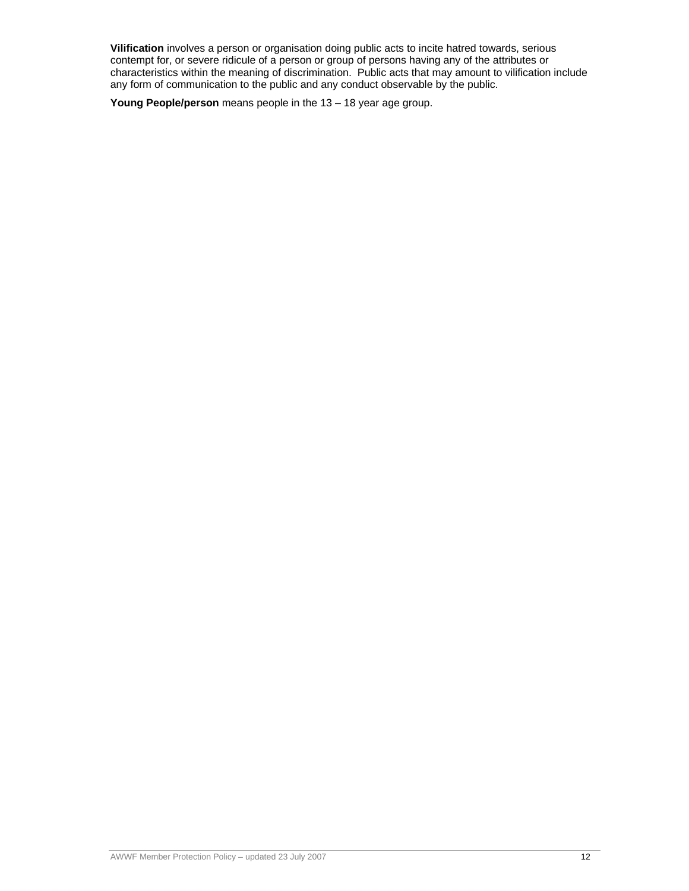**Vilification** involves a person or organisation doing public acts to incite hatred towards, serious contempt for, or severe ridicule of a person or group of persons having any of the attributes or characteristics within the meaning of discrimination. Public acts that may amount to vilification include any form of communication to the public and any conduct observable by the public.

**Young People/person** means people in the 13 – 18 year age group.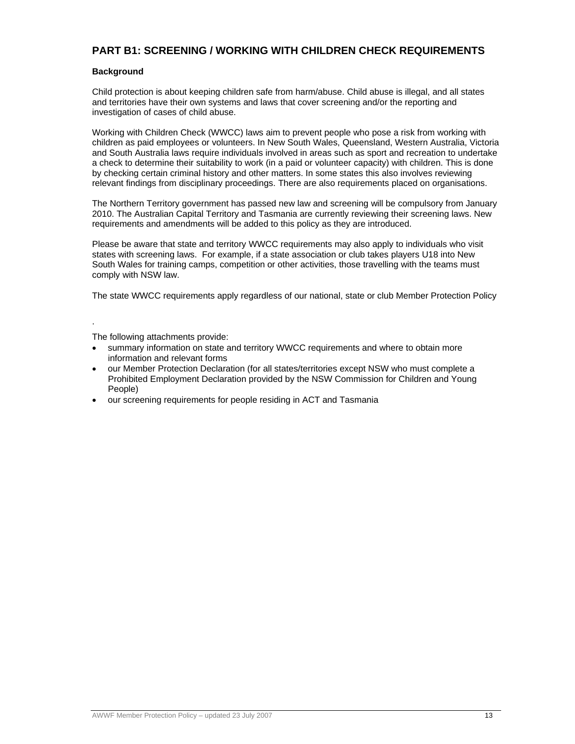## PART B1: SCREENING / WORKING WITH CHILDREN CHECK REQUIREMENTS

**Background**

Child protection is about keeping children safe from harm/abuse. Child abuse is illegal, and all states and territories have their own systems and laws that cover screening and/or the reporting and investigation of cases of child abuse.

Working with Children Check (WWCC) laws aim to prevent people who pose a risk from working with children as paid employees or volunteers. In New South Wales, Queensland, Western Australia, Victoria and South Australia laws require individuals involved in areas such as sport and recreation to undertake a check to determine their suitability to work (in a paid or volunteer capacity) with children. This is done by checking certain criminal history and other matters. In some states this also involves reviewing relevant findings from disciplinary proceedings. There are also requirements placed on organisations.

The Northern Territory government has passed new law and screening will be compulsory from January 2010. The Australian Capital Territory and Tasmania are currently reviewing their screening laws. New requirements and amendments will be added to this policy as they are introduced.

Please be aware that state and territory WWCC requirements may also apply to individuals who visit states with screening laws. For example, if a state association or club takes players U18 into New South Wales for training camps, competition or other activities, those travelling with the teams must comply with NSW law.

The state WWCC requirements apply regardless of our national, state or club Member Protection Policy

.

The following attachments provide:

- summary information on state and territory WWCC requirements and where to obtain more information and relevant forms
- our Member Protection Declaration (for all states/territories except NSW who must complete a Prohibited Employment Declaration provided by the NSW Commission for Children and Young People)
- our screening requirements for people residing in ACT and Tasmania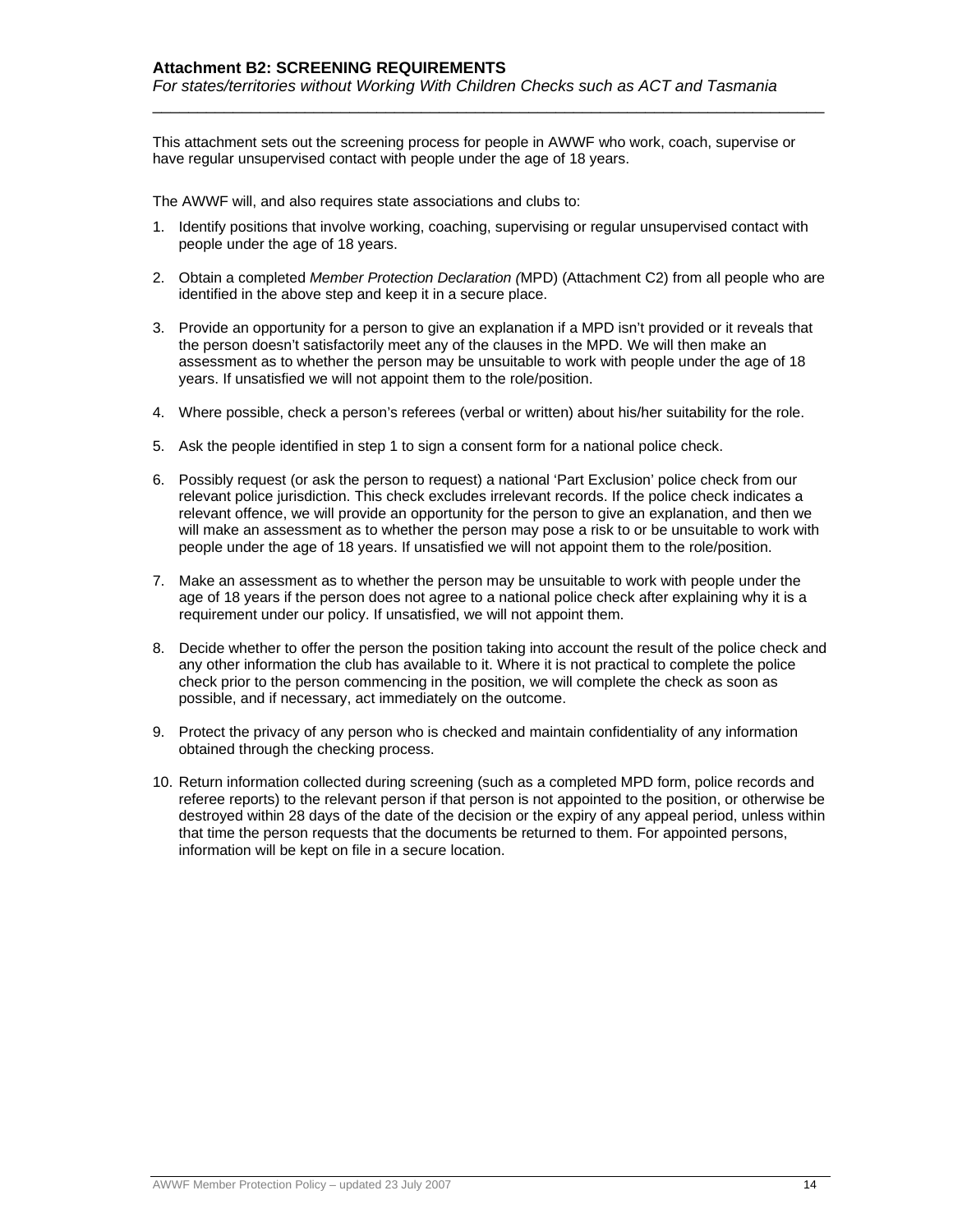## Attachment B2: SCREENING REQUIREMENTS

*For states/territories without Working With Children Checks such as ACT and Tasmania*

This attachment sets out the screening process for people in AWWF who work, coach, supervise or have regular unsupervised contact with people under the age of 18 years.

The AWWF will, and also requires state associations and clubs to:

1. Identify positions that involve working, coaching, supervising or regular unsupervised contact with people under the age of 18 years.

2. Obtain a completed *Member Protection Declaration (*MPD) (Attachment C2) from all people who are identified in the above step and keep it in a secure place.

3. Provide an opportunity for a person to give an explanation if a MPD isn't provided or it reveals that the person doesn't satisfactorily meet any of the clauses in the MPD. We will then make an assessment as to whether the person may be unsuitable to work with people under the age of 18 years. If unsatisfied we will not appoint them to the role/position.

4. Where possible, check a person's referees (verbal or written) about his/her suitability for the role.

5. Ask the people identified in step 1 to sign a consent form for a national police check.

6. Possibly request (or ask the person to request) a national 'Part Exclusion' police check from our relevant police jurisdiction. This check excludes irrelevant records. If the police check indicates a relevant offence, we will provide an opportunity for the person to give an explanation, and then we will make an assessment as to whether the person may pose a risk to or be unsuitable to work with people under the age of 18 years. If unsatisfied we will not appoint them to the role/position.

7. Make an assessment as to whether the person may be unsuitable to work with people under the age of 18 years if the person does not agree to a national police check after explaining why it is a requirement under our policy. If unsatisfied, we will not appoint them.

8. Decide whether to offer the person the position taking into account the result of the police check and any other information the club has available to it. Where it is not practical to complete the police check prior to the person commencing in the position, we will complete the check as soon as possible, and if necessary, act immediately on the outcome.

9. Protect the privacy of any person who is checked and maintain confidentiality of any information obtained through the checking process.

10. Return information collected during screening (such as a completed MPD form, police records and referee reports) to the relevant person if that person is not appointed to the position, or otherwise be destroyed within 28 days of the date of the decision or the expiry of any appeal period, unless within that time the person requests that the documents be returned to them. For appointed persons, information will be kept on file in a secure location.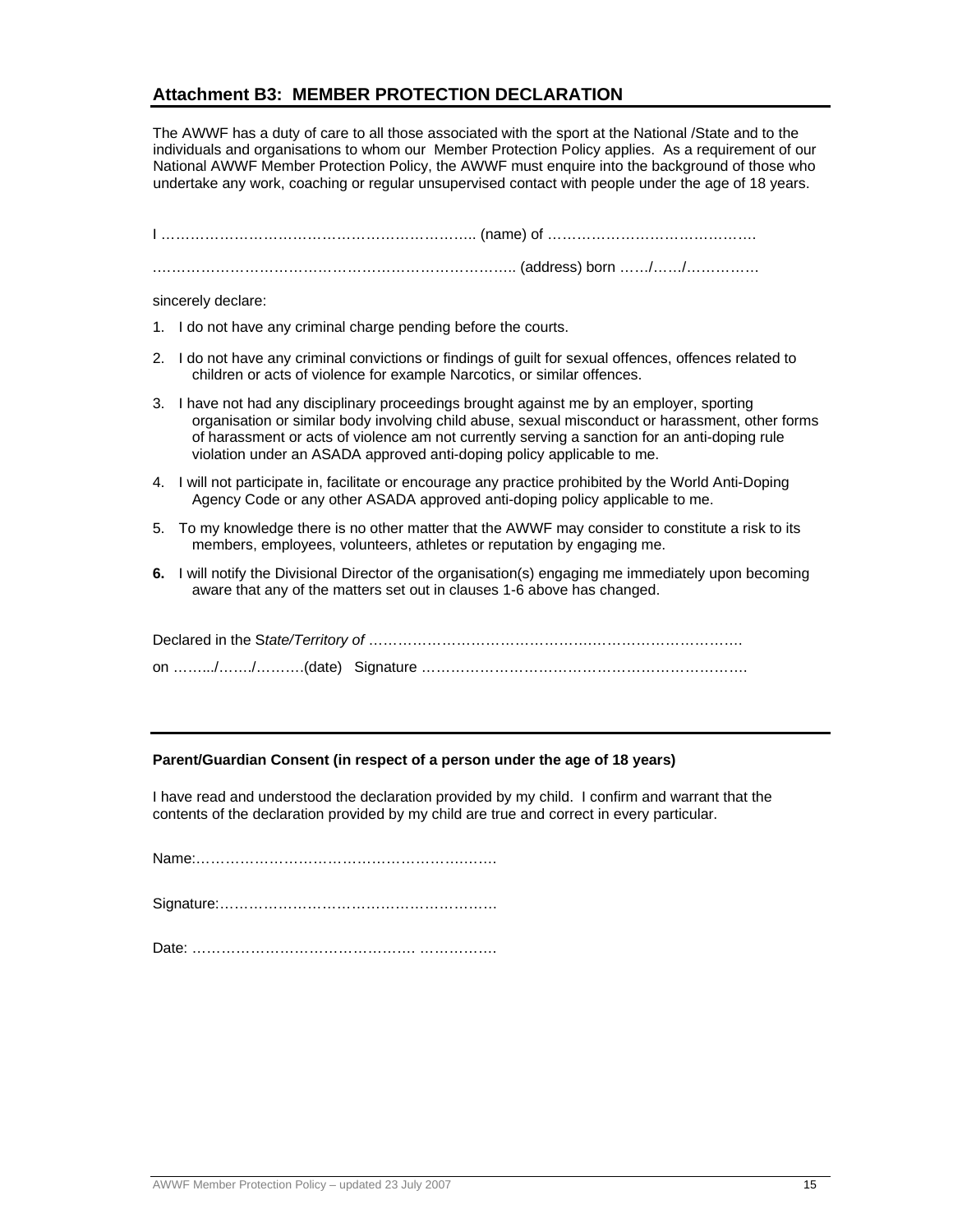## Attachment B3: MEMBER PROTECTION DECLARATION

The AWWF has a duty of care to all those associated with the sport at the National /State and to the individuals and organisations to whom our Member Protection Policy applies. As a requirement of our National AWWF Member Protection Policy, the AWWF must enquire into the background of those who undertake any work, coaching or regular unsupervised contact with people under the age of 18 years.

I ……………………………………………………….. (name) of …………………………………….

……………………………………………………………….. (address) born ……/……/……………

sincerely declare:

1. I do not have any criminal charge pending before the courts.
2. I do not have any criminal convictions or findings of guilt for sexual offences, offences related to children or acts of violence for example Narcotics, or similar offences.
3. I have not had any disciplinary proceedings brought against me by an employer, sporting organisation or similar body involving child abuse, sexual misconduct or harassment, other forms of harassment or acts of violence am not currently serving a sanction for an anti-doping rule violation under an ASADA approved anti-doping policy applicable to me.
4. I will not participate in, facilitate or encourage any practice prohibited by the World Anti-Doping Agency Code or any other ASADA approved anti-doping policy applicable to me.
5. To my knowledge there is no other matter that the AWWF may consider to constitute a risk to its members, employees, volunteers, athletes or reputation by engaging me.
6. I will notify the Divisional Director of the organisation(s) engaging me immediately upon becoming aware that any of the matters set out in clauses 1-6 above has changed.

Declared in the S*tate/Territory of* ……………………………………….…………………….

on ……../……./……….(date) Signature ………………………………………………………….

---

**Parent/Guardian Consent (in respect of a person under the age of 18 years)**

I have read and understood the declaration provided by my child. I confirm and warrant that the contents of the declaration provided by my child are true and correct in every particular.

Name:……………………………………………….…….

Signature:…………………………………………………

Date: ……………………………………… …………….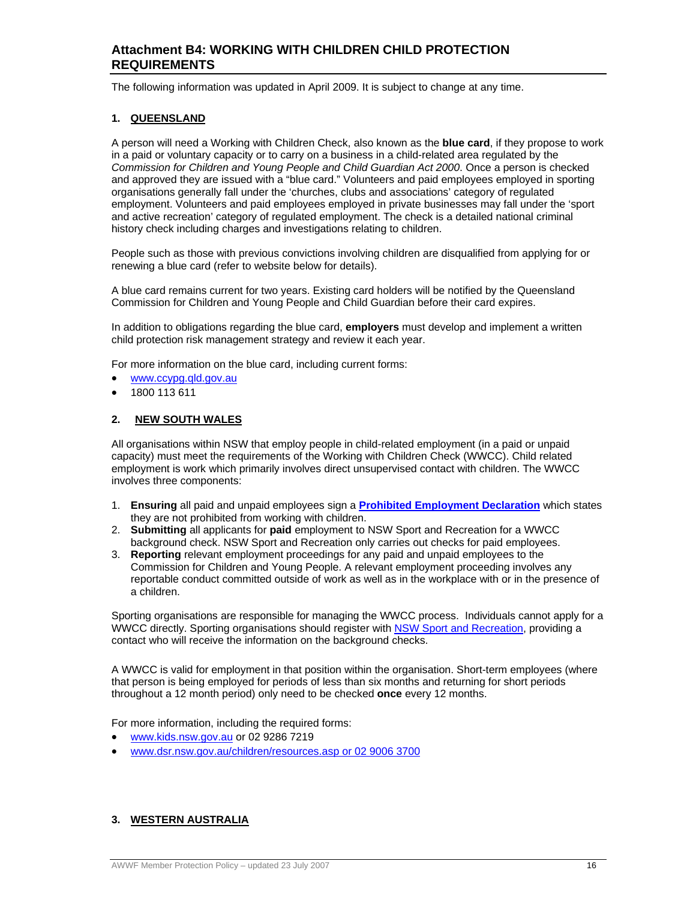## Attachment B4: WORKING WITH CHILDREN CHILD PROTECTION REQUIREMENTS

The following information was updated in April 2009. It is subject to change at any time.

### 1. QUEENSLAND

A person will need a Working with Children Check, also known as the **blue card**, if they propose to work in a paid or voluntary capacity or to carry on a business in a child-related area regulated by the *Commission for Children and Young People and Child Guardian Act 2000*. Once a person is checked and approved they are issued with a "blue card." Volunteers and paid employees employed in sporting organisations generally fall under the 'churches, clubs and associations' category of regulated employment. Volunteers and paid employees employed in private businesses may fall under the 'sport and active recreation' category of regulated employment. The check is a detailed national criminal history check including charges and investigations relating to children.

People such as those with previous convictions involving children are disqualified from applying for or renewing a blue card (refer to website below for details).

A blue card remains current for two years. Existing card holders will be notified by the Queensland Commission for Children and Young People and Child Guardian before their card expires.

In addition to obligations regarding the blue card, **employers** must develop and implement a written child protection risk management strategy and review it each year.

For more information on the blue card, including current forms:

- www.ccypg.qld.gov.au
- 1800 113 611

### 2. NEW SOUTH WALES

All organisations within NSW that employ people in child-related employment (in a paid or unpaid capacity) must meet the requirements of the Working with Children Check (WWCC). Child related employment is work which primarily involves direct unsupervised contact with children. The WWCC involves three components:

1. **Ensuring** all paid and unpaid employees sign a **Prohibited Employment Declaration** which states they are not prohibited from working with children.
2. **Submitting** all applicants for **paid** employment to NSW Sport and Recreation for a WWCC background check. NSW Sport and Recreation only carries out checks for paid employees.
3. **Reporting** relevant employment proceedings for any paid and unpaid employees to the Commission for Children and Young People. A relevant employment proceeding involves any reportable conduct committed outside of work as well as in the workplace with or in the presence of a children.

Sporting organisations are responsible for managing the WWCC process. Individuals cannot apply for a WWCC directly. Sporting organisations should register with NSW Sport and Recreation, providing a contact who will receive the information on the background checks.

A WWCC is valid for employment in that position within the organisation. Short-term employees (where that person is being employed for periods of less than six months and returning for short periods throughout a 12 month period) only need to be checked **once** every 12 months.

For more information, including the required forms:

- www.kids.nsw.gov.au or 02 9286 7219
- www.dsr.nsw.gov.au/children/resources.asp or 02 9006 3700

### 3. WESTERN AUSTRALIA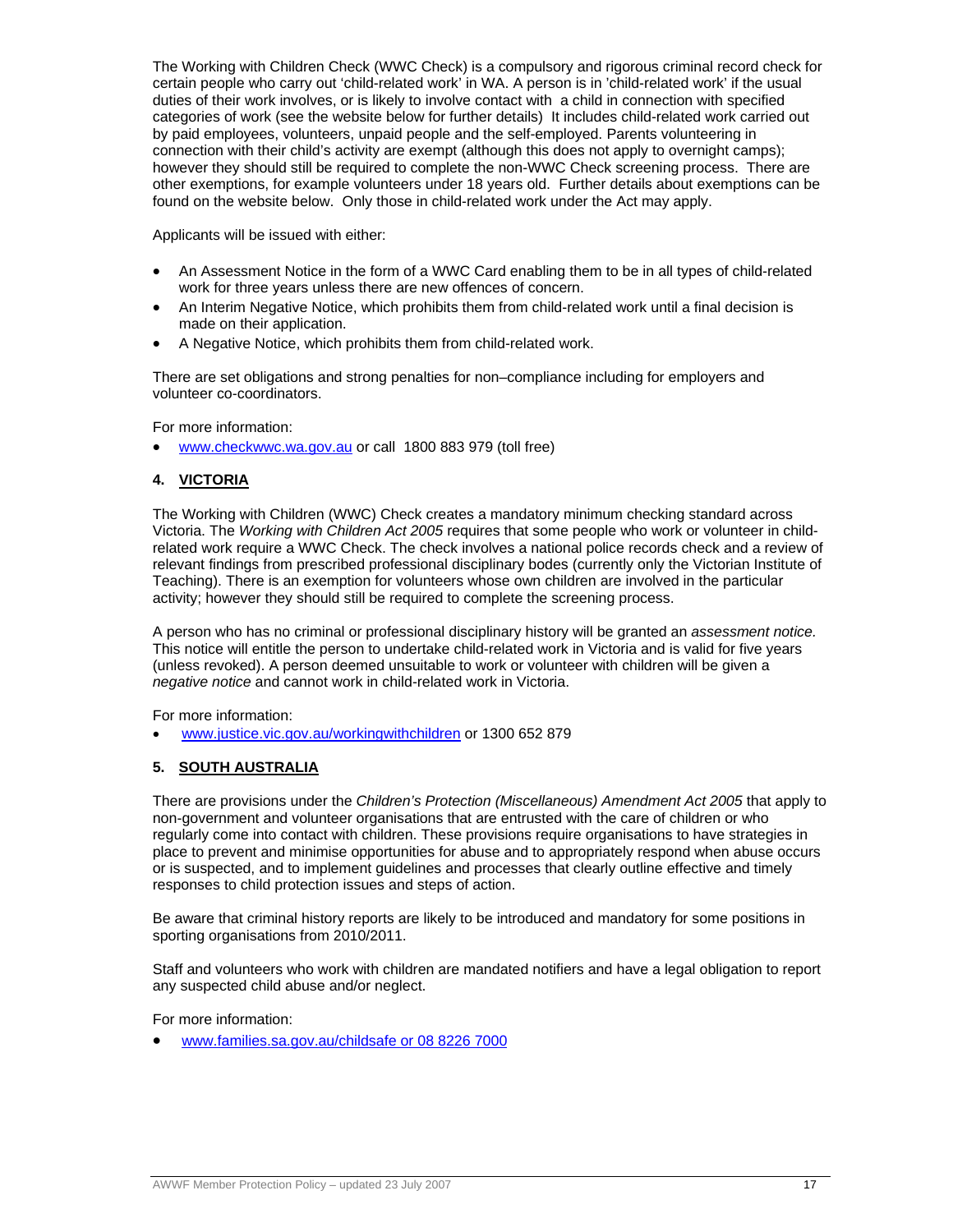The Working with Children Check (WWC Check) is a compulsory and rigorous criminal record check for certain people who carry out 'child-related work' in WA. A person is in 'child-related work' if the usual duties of their work involves, or is likely to involve contact with  a child in connection with specified categories of work (see the website below for further details)  It includes child-related work carried out by paid employees, volunteers, unpaid people and the self-employed. Parents volunteering in connection with their child's activity are exempt (although this does not apply to overnight camps); however they should still be required to complete the non-WWC Check screening process.  There are other exemptions, for example volunteers under 18 years old.  Further details about exemptions can be found on the website below.  Only those in child-related work under the Act may apply.

Applicants will be issued with either:

- An Assessment Notice in the form of a WWC Card enabling them to be in all types of child-related work for three years unless there are new offences of concern.
- An Interim Negative Notice, which prohibits them from child-related work until a final decision is made on their application.
- A Negative Notice, which prohibits them from child-related work.

There are set obligations and strong penalties for non–compliance including for employers and volunteer co-coordinators.

For more information:

- www.checkwwc.wa.gov.au or call  1800 883 979 (toll free)

## 4. VICTORIA

The Working with Children (WWC) Check creates a mandatory minimum checking standard across Victoria. The *Working with Children Act 2005* requires that some people who work or volunteer in child-related work require a WWC Check. The check involves a national police records check and a review of relevant findings from prescribed professional disciplinary bodes (currently only the Victorian Institute of Teaching). There is an exemption for volunteers whose own children are involved in the particular activity; however they should still be required to complete the screening process.

A person who has no criminal or professional disciplinary history will be granted an *assessment notice*. This notice will entitle the person to undertake child-related work in Victoria and is valid for five years (unless revoked). A person deemed unsuitable to work or volunteer with children will be given a *negative notice* and cannot work in child-related work in Victoria.

For more information:

- www.justice.vic.gov.au/workingwithchildren or 1300 652 879

## 5. SOUTH AUSTRALIA

There are provisions under the *Children's Protection (Miscellaneous) Amendment Act 2005* that apply to non-government and volunteer organisations that are entrusted with the care of children or who regularly come into contact with children. These provisions require organisations to have strategies in place to prevent and minimise opportunities for abuse and to appropriately respond when abuse occurs or is suspected, and to implement guidelines and processes that clearly outline effective and timely responses to child protection issues and steps of action.

Be aware that criminal history reports are likely to be introduced and mandatory for some positions in sporting organisations from 2010/2011.

Staff and volunteers who work with children are mandated notifiers and have a legal obligation to report any suspected child abuse and/or neglect.

For more information:

- www.families.sa.gov.au/childsafe or 08 8226 7000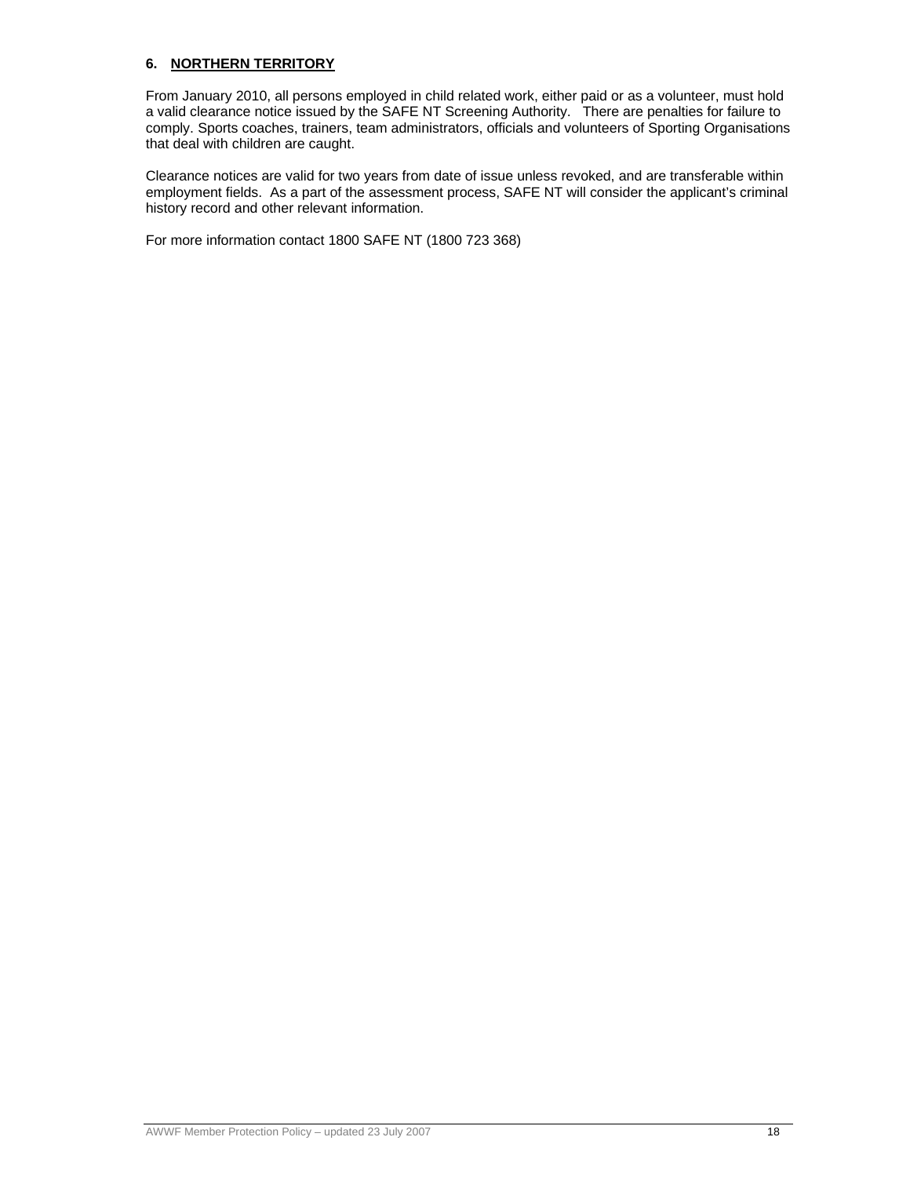## 6. NORTHERN TERRITORY

From January 2010, all persons employed in child related work, either paid or as a volunteer, must hold a valid clearance notice issued by the SAFE NT Screening Authority. There are penalties for failure to comply. Sports coaches, trainers, team administrators, officials and volunteers of Sporting Organisations that deal with children are caught.

Clearance notices are valid for two years from date of issue unless revoked, and are transferable within employment fields. As a part of the assessment process, SAFE NT will consider the applicant's criminal history record and other relevant information.

For more information contact 1800 SAFE NT (1800 723 368)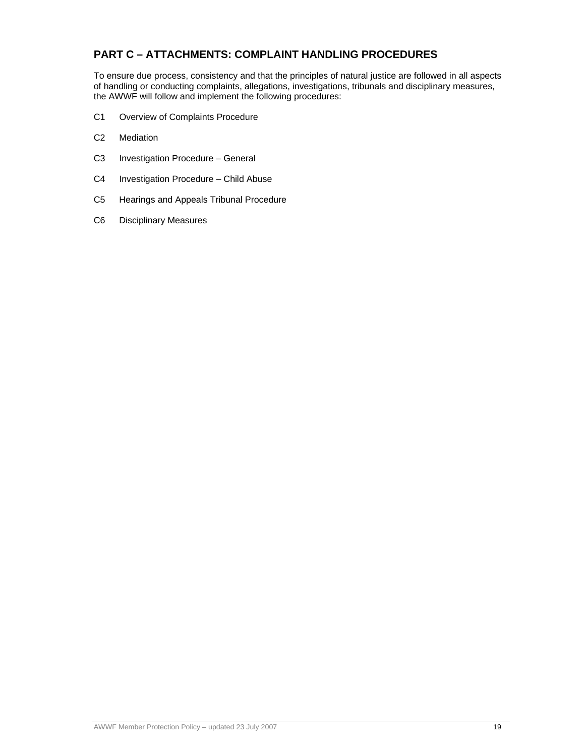## PART C – ATTACHMENTS: COMPLAINT HANDLING PROCEDURES

To ensure due process, consistency and that the principles of natural justice are followed in all aspects of handling or conducting complaints, allegations, investigations, tribunals and disciplinary measures, the AWWF will follow and implement the following procedures:

- C1 Overview of Complaints Procedure
- C2 Mediation
- C3 Investigation Procedure – General
- C4 Investigation Procedure – Child Abuse
- C5 Hearings and Appeals Tribunal Procedure
- C6 Disciplinary Measures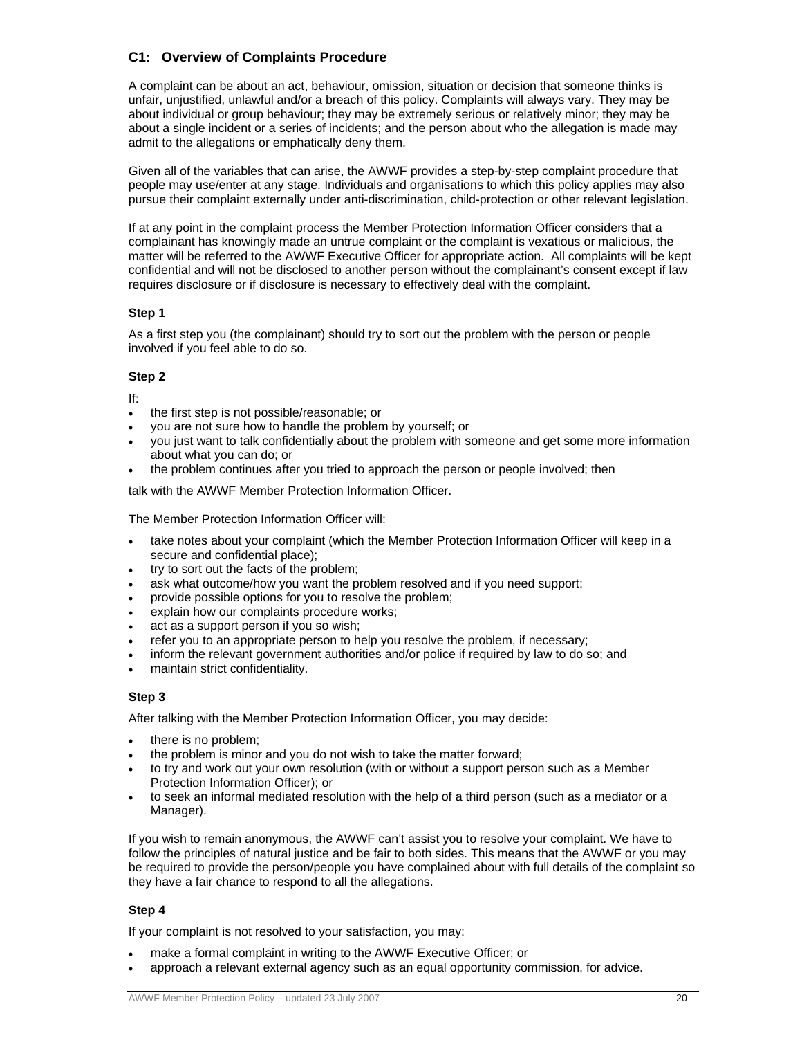## C1: Overview of Complaints Procedure

A complaint can be about an act, behaviour, omission, situation or decision that someone thinks is unfair, unjustified, unlawful and/or a breach of this policy. Complaints will always vary. They may be about individual or group behaviour; they may be extremely serious or relatively minor; they may be about a single incident or a series of incidents; and the person about who the allegation is made may admit to the allegations or emphatically deny them.

Given all of the variables that can arise, the AWWF provides a step-by-step complaint procedure that people may use/enter at any stage. Individuals and organisations to which this policy applies may also pursue their complaint externally under anti-discrimination, child-protection or other relevant legislation.

If at any point in the complaint process the Member Protection Information Officer considers that a complainant has knowingly made an untrue complaint or the complaint is vexatious or malicious, the matter will be referred to the AWWF Executive Officer for appropriate action. All complaints will be kept confidential and will not be disclosed to another person without the complainant's consent except if law requires disclosure or if disclosure is necessary to effectively deal with the complaint.

### Step 1

As a first step you (the complainant) should try to sort out the problem with the person or people involved if you feel able to do so.

### Step 2

If:

- the first step is not possible/reasonable; or
- you are not sure how to handle the problem by yourself; or
- you just want to talk confidentially about the problem with someone and get some more information about what you can do; or
- the problem continues after you tried to approach the person or people involved; then

talk with the AWWF Member Protection Information Officer.

The Member Protection Information Officer will:

- take notes about your complaint (which the Member Protection Information Officer will keep in a secure and confidential place);
- try to sort out the facts of the problem;
- ask what outcome/how you want the problem resolved and if you need support;
- provide possible options for you to resolve the problem;
- explain how our complaints procedure works;
- act as a support person if you so wish;
- refer you to an appropriate person to help you resolve the problem, if necessary;
- inform the relevant government authorities and/or police if required by law to do so; and
- maintain strict confidentiality.

### Step 3

After talking with the Member Protection Information Officer, you may decide:

- there is no problem;
- the problem is minor and you do not wish to take the matter forward;
- to try and work out your own resolution (with or without a support person such as a Member Protection Information Officer); or
- to seek an informal mediated resolution with the help of a third person (such as a mediator or a Manager).

If you wish to remain anonymous, the AWWF can't assist you to resolve your complaint. We have to follow the principles of natural justice and be fair to both sides. This means that the AWWF or you may be required to provide the person/people you have complained about with full details of the complaint so they have a fair chance to respond to all the allegations.

### Step 4

If your complaint is not resolved to your satisfaction, you may:

- make a formal complaint in writing to the AWWF Executive Officer; or
- approach a relevant external agency such as an equal opportunity commission, for advice.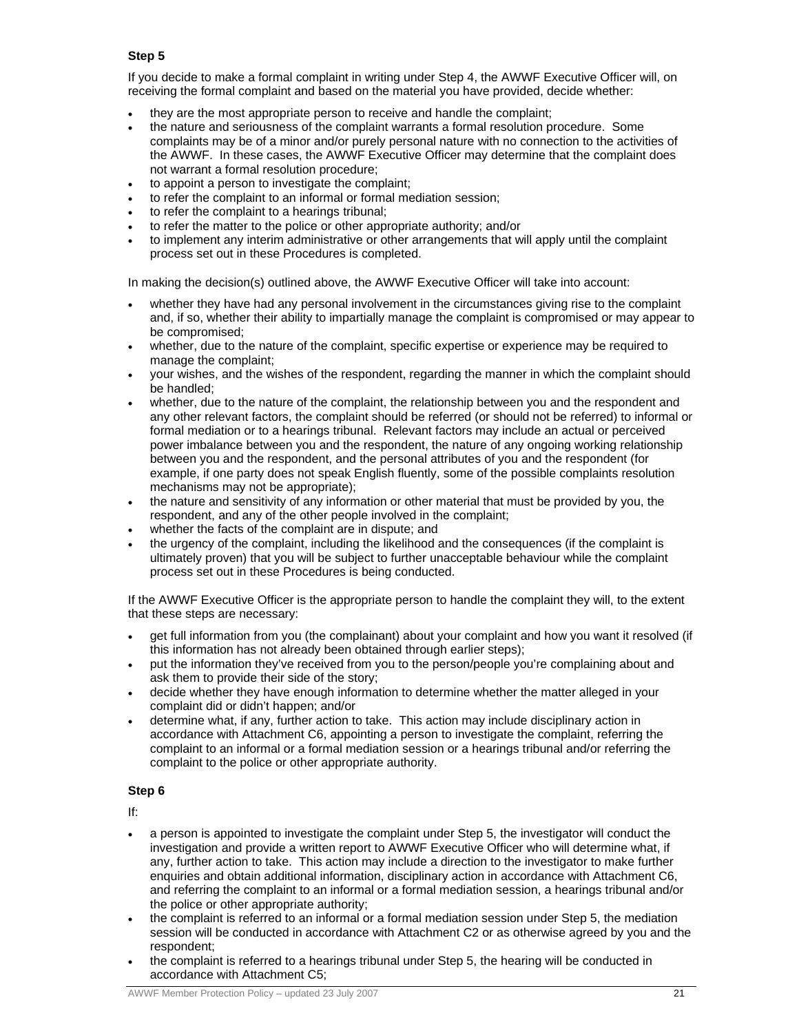**Step 5**

If you decide to make a formal complaint in writing under Step 4, the AWWF Executive Officer will, on receiving the formal complaint and based on the material you have provided, decide whether:

- they are the most appropriate person to receive and handle the complaint;
- the nature and seriousness of the complaint warrants a formal resolution procedure. Some complaints may be of a minor and/or purely personal nature with no connection to the activities of the AWWF. In these cases, the AWWF Executive Officer may determine that the complaint does not warrant a formal resolution procedure;
- to appoint a person to investigate the complaint;
- to refer the complaint to an informal or formal mediation session;
- to refer the complaint to a hearings tribunal;
- to refer the matter to the police or other appropriate authority; and/or
- to implement any interim administrative or other arrangements that will apply until the complaint process set out in these Procedures is completed.

In making the decision(s) outlined above, the AWWF Executive Officer will take into account:

- whether they have had any personal involvement in the circumstances giving rise to the complaint and, if so, whether their ability to impartially manage the complaint is compromised or may appear to be compromised;
- whether, due to the nature of the complaint, specific expertise or experience may be required to manage the complaint;
- your wishes, and the wishes of the respondent, regarding the manner in which the complaint should be handled;
- whether, due to the nature of the complaint, the relationship between you and the respondent and any other relevant factors, the complaint should be referred (or should not be referred) to informal or formal mediation or to a hearings tribunal. Relevant factors may include an actual or perceived power imbalance between you and the respondent, the nature of any ongoing working relationship between you and the respondent, and the personal attributes of you and the respondent (for example, if one party does not speak English fluently, some of the possible complaints resolution mechanisms may not be appropriate);
- the nature and sensitivity of any information or other material that must be provided by you, the respondent, and any of the other people involved in the complaint;
- whether the facts of the complaint are in dispute; and
- the urgency of the complaint, including the likelihood and the consequences (if the complaint is ultimately proven) that you will be subject to further unacceptable behaviour while the complaint process set out in these Procedures is being conducted.

If the AWWF Executive Officer is the appropriate person to handle the complaint they will, to the extent that these steps are necessary:

- get full information from you (the complainant) about your complaint and how you want it resolved (if this information has not already been obtained through earlier steps);
- put the information they've received from you to the person/people you're complaining about and ask them to provide their side of the story;
- decide whether they have enough information to determine whether the matter alleged in your complaint did or didn't happen; and/or
- determine what, if any, further action to take. This action may include disciplinary action in accordance with Attachment C6, appointing a person to investigate the complaint, referring the complaint to an informal or a formal mediation session or a hearings tribunal and/or referring the complaint to the police or other appropriate authority.

**Step 6**

If:

- a person is appointed to investigate the complaint under Step 5, the investigator will conduct the investigation and provide a written report to AWWF Executive Officer who will determine what, if any, further action to take. This action may include a direction to the investigator to make further enquiries and obtain additional information, disciplinary action in accordance with Attachment C6, and referring the complaint to an informal or a formal mediation session, a hearings tribunal and/or the police or other appropriate authority;
- the complaint is referred to an informal or a formal mediation session under Step 5, the mediation session will be conducted in accordance with Attachment C2 or as otherwise agreed by you and the respondent;
- the complaint is referred to a hearings tribunal under Step 5, the hearing will be conducted in accordance with Attachment C5;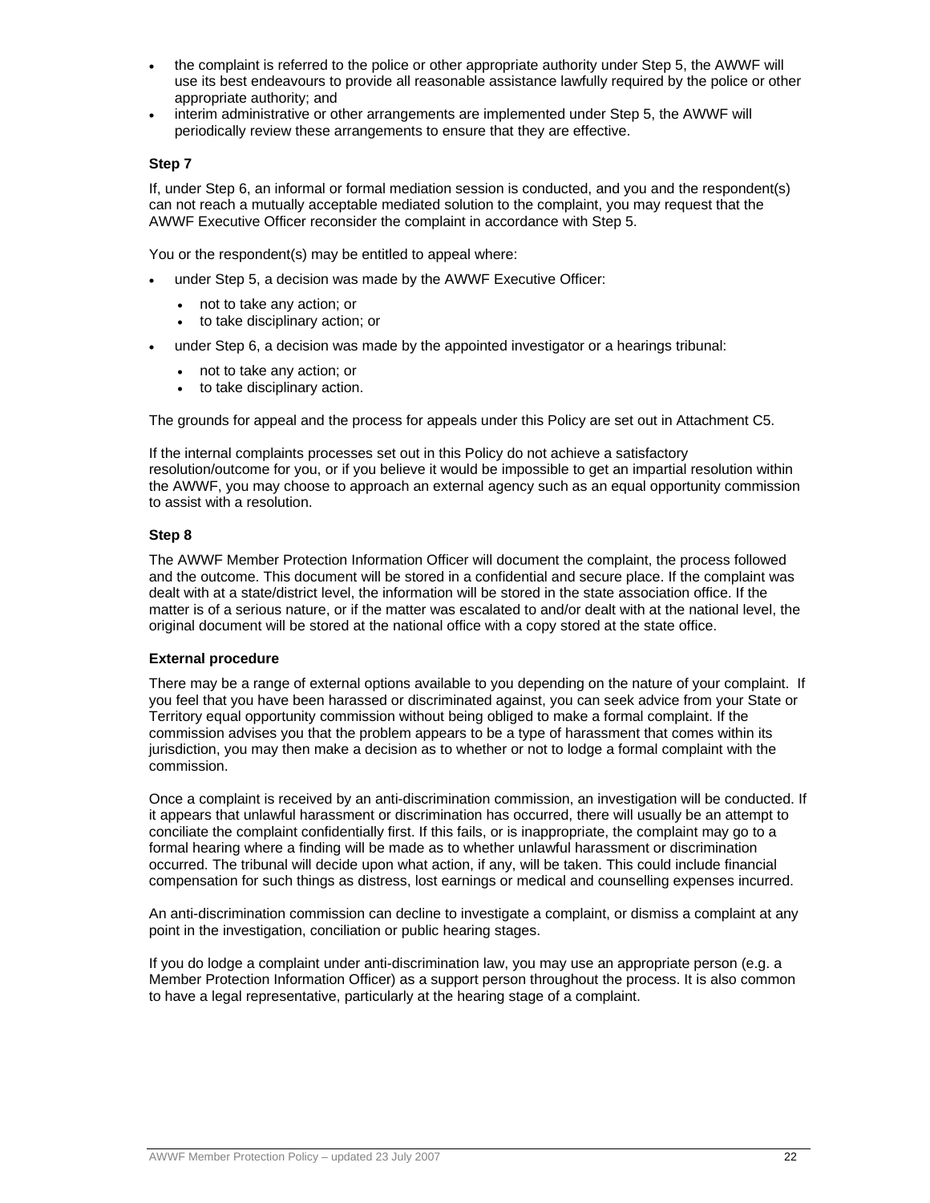- the complaint is referred to the police or other appropriate authority under Step 5, the AWWF will use its best endeavours to provide all reasonable assistance lawfully required by the police or other appropriate authority; and
- interim administrative or other arrangements are implemented under Step 5, the AWWF will periodically review these arrangements to ensure that they are effective.

**Step 7**

If, under Step 6, an informal or formal mediation session is conducted, and you and the respondent(s) can not reach a mutually acceptable mediated solution to the complaint, you may request that the AWWF Executive Officer reconsider the complaint in accordance with Step 5.

You or the respondent(s) may be entitled to appeal where:

- under Step 5, a decision was made by the AWWF Executive Officer:
  - not to take any action; or
  - to take disciplinary action; or
- under Step 6, a decision was made by the appointed investigator or a hearings tribunal:
  - not to take any action; or
  - to take disciplinary action.

The grounds for appeal and the process for appeals under this Policy are set out in Attachment C5.

If the internal complaints processes set out in this Policy do not achieve a satisfactory resolution/outcome for you, or if you believe it would be impossible to get an impartial resolution within the AWWF, you may choose to approach an external agency such as an equal opportunity commission to assist with a resolution.

**Step 8**

The AWWF Member Protection Information Officer will document the complaint, the process followed and the outcome. This document will be stored in a confidential and secure place. If the complaint was dealt with at a state/district level, the information will be stored in the state association office. If the matter is of a serious nature, or if the matter was escalated to and/or dealt with at the national level, the original document will be stored at the national office with a copy stored at the state office.

**External procedure**

There may be a range of external options available to you depending on the nature of your complaint. If you feel that you have been harassed or discriminated against, you can seek advice from your State or Territory equal opportunity commission without being obliged to make a formal complaint. If the commission advises you that the problem appears to be a type of harassment that comes within its jurisdiction, you may then make a decision as to whether or not to lodge a formal complaint with the commission.

Once a complaint is received by an anti-discrimination commission, an investigation will be conducted. If it appears that unlawful harassment or discrimination has occurred, there will usually be an attempt to conciliate the complaint confidentially first. If this fails, or is inappropriate, the complaint may go to a formal hearing where a finding will be made as to whether unlawful harassment or discrimination occurred. The tribunal will decide upon what action, if any, will be taken. This could include financial compensation for such things as distress, lost earnings or medical and counselling expenses incurred.

An anti-discrimination commission can decline to investigate a complaint, or dismiss a complaint at any point in the investigation, conciliation or public hearing stages.

If you do lodge a complaint under anti-discrimination law, you may use an appropriate person (e.g. a Member Protection Information Officer) as a support person throughout the process. It is also common to have a legal representative, particularly at the hearing stage of a complaint.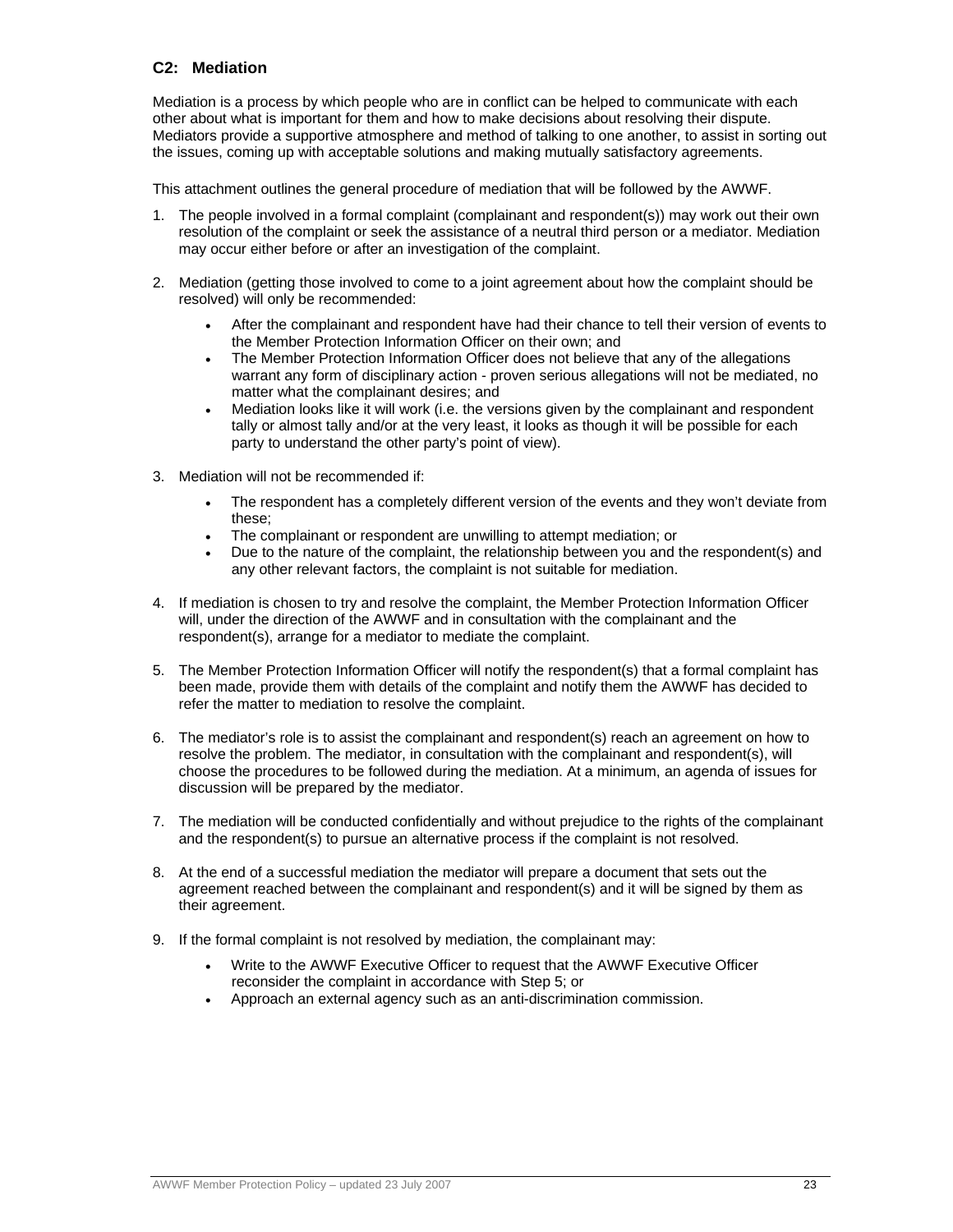## C2: Mediation

Mediation is a process by which people who are in conflict can be helped to communicate with each other about what is important for them and how to make decisions about resolving their dispute. Mediators provide a supportive atmosphere and method of talking to one another, to assist in sorting out the issues, coming up with acceptable solutions and making mutually satisfactory agreements.

This attachment outlines the general procedure of mediation that will be followed by the AWWF.

1. The people involved in a formal complaint (complainant and respondent(s)) may work out their own resolution of the complaint or seek the assistance of a neutral third person or a mediator. Mediation may occur either before or after an investigation of the complaint.

2. Mediation (getting those involved to come to a joint agreement about how the complaint should be resolved) will only be recommended:

   - After the complainant and respondent have had their chance to tell their version of events to the Member Protection Information Officer on their own; and
   - The Member Protection Information Officer does not believe that any of the allegations warrant any form of disciplinary action - proven serious allegations will not be mediated, no matter what the complainant desires; and
   - Mediation looks like it will work (i.e. the versions given by the complainant and respondent tally or almost tally and/or at the very least, it looks as though it will be possible for each party to understand the other party's point of view).

3. Mediation will not be recommended if:

   - The respondent has a completely different version of the events and they won't deviate from these;
   - The complainant or respondent are unwilling to attempt mediation; or
   - Due to the nature of the complaint, the relationship between you and the respondent(s) and any other relevant factors, the complaint is not suitable for mediation.

4. If mediation is chosen to try and resolve the complaint, the Member Protection Information Officer will, under the direction of the AWWF and in consultation with the complainant and the respondent(s), arrange for a mediator to mediate the complaint.

5. The Member Protection Information Officer will notify the respondent(s) that a formal complaint has been made, provide them with details of the complaint and notify them the AWWF has decided to refer the matter to mediation to resolve the complaint.

6. The mediator's role is to assist the complainant and respondent(s) reach an agreement on how to resolve the problem. The mediator, in consultation with the complainant and respondent(s), will choose the procedures to be followed during the mediation. At a minimum, an agenda of issues for discussion will be prepared by the mediator.

7. The mediation will be conducted confidentially and without prejudice to the rights of the complainant and the respondent(s) to pursue an alternative process if the complaint is not resolved.

8. At the end of a successful mediation the mediator will prepare a document that sets out the agreement reached between the complainant and respondent(s) and it will be signed by them as their agreement.

9. If the formal complaint is not resolved by mediation, the complainant may:

   - Write to the AWWF Executive Officer to request that the AWWF Executive Officer reconsider the complaint in accordance with Step 5; or
   - Approach an external agency such as an anti-discrimination commission.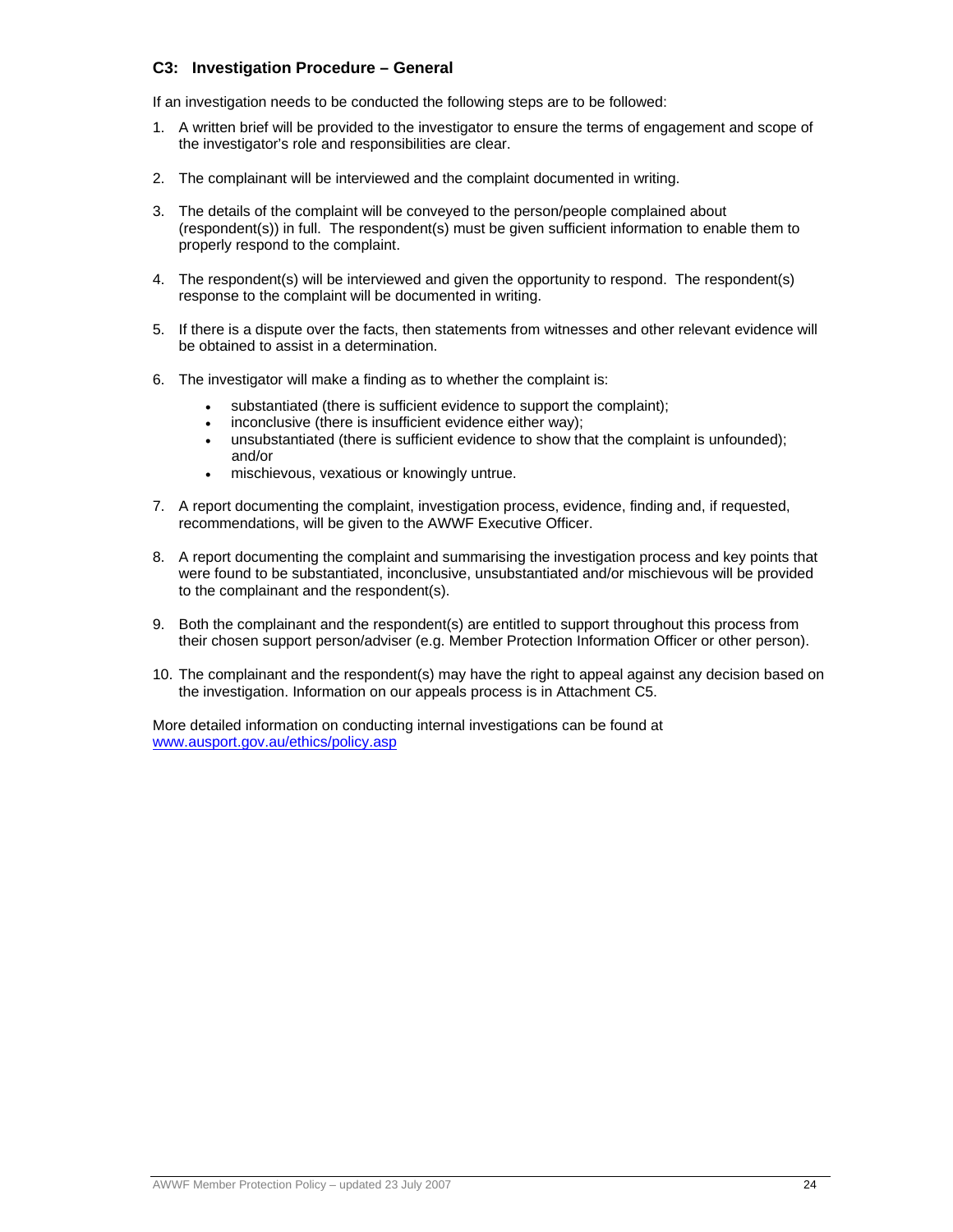### C3: Investigation Procedure – General

If an investigation needs to be conducted the following steps are to be followed:

1. A written brief will be provided to the investigator to ensure the terms of engagement and scope of the investigator's role and responsibilities are clear.

2. The complainant will be interviewed and the complaint documented in writing.

3. The details of the complaint will be conveyed to the person/people complained about (respondent(s)) in full. The respondent(s) must be given sufficient information to enable them to properly respond to the complaint.

4. The respondent(s) will be interviewed and given the opportunity to respond. The respondent(s) response to the complaint will be documented in writing.

5. If there is a dispute over the facts, then statements from witnesses and other relevant evidence will be obtained to assist in a determination.

6. The investigator will make a finding as to whether the complaint is:
   - substantiated (there is sufficient evidence to support the complaint);
   - inconclusive (there is insufficient evidence either way);
   - unsubstantiated (there is sufficient evidence to show that the complaint is unfounded); and/or
   - mischievous, vexatious or knowingly untrue.

7. A report documenting the complaint, investigation process, evidence, finding and, if requested, recommendations, will be given to the AWWF Executive Officer.

8. A report documenting the complaint and summarising the investigation process and key points that were found to be substantiated, inconclusive, unsubstantiated and/or mischievous will be provided to the complainant and the respondent(s).

9. Both the complainant and the respondent(s) are entitled to support throughout this process from their chosen support person/adviser (e.g. Member Protection Information Officer or other person).

10. The complainant and the respondent(s) may have the right to appeal against any decision based on the investigation. Information on our appeals process is in Attachment C5.

More detailed information on conducting internal investigations can be found at www.ausport.gov.au/ethics/policy.asp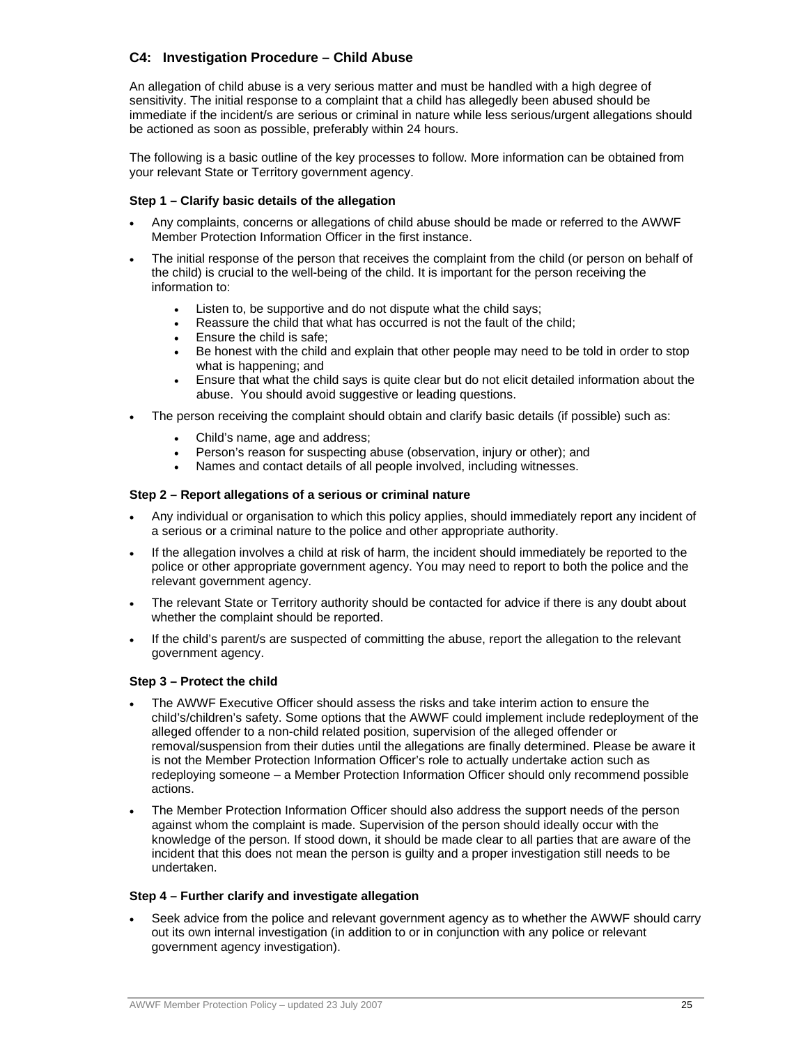### C4: Investigation Procedure – Child Abuse

An allegation of child abuse is a very serious matter and must be handled with a high degree of sensitivity. The initial response to a complaint that a child has allegedly been abused should be immediate if the incident/s are serious or criminal in nature while less serious/urgent allegations should be actioned as soon as possible, preferably within 24 hours.

The following is a basic outline of the key processes to follow. More information can be obtained from your relevant State or Territory government agency.

**Step 1 – Clarify basic details of the allegation**

- Any complaints, concerns or allegations of child abuse should be made or referred to the AWWF Member Protection Information Officer in the first instance.
- The initial response of the person that receives the complaint from the child (or person on behalf of the child) is crucial to the well-being of the child. It is important for the person receiving the information to:
  - Listen to, be supportive and do not dispute what the child says;
  - Reassure the child that what has occurred is not the fault of the child;
  - Ensure the child is safe;
  - Be honest with the child and explain that other people may need to be told in order to stop what is happening; and
  - Ensure that what the child says is quite clear but do not elicit detailed information about the abuse. You should avoid suggestive or leading questions.
- The person receiving the complaint should obtain and clarify basic details (if possible) such as:
  - Child's name, age and address;
  - Person's reason for suspecting abuse (observation, injury or other); and
  - Names and contact details of all people involved, including witnesses.

**Step 2 – Report allegations of a serious or criminal nature**

- Any individual or organisation to which this policy applies, should immediately report any incident of a serious or a criminal nature to the police and other appropriate authority.
- If the allegation involves a child at risk of harm, the incident should immediately be reported to the police or other appropriate government agency. You may need to report to both the police and the relevant government agency.
- The relevant State or Territory authority should be contacted for advice if there is any doubt about whether the complaint should be reported.
- If the child's parent/s are suspected of committing the abuse, report the allegation to the relevant government agency.

**Step 3 – Protect the child**

- The AWWF Executive Officer should assess the risks and take interim action to ensure the child's/children's safety. Some options that the AWWF could implement include redeployment of the alleged offender to a non-child related position, supervision of the alleged offender or removal/suspension from their duties until the allegations are finally determined. Please be aware it is not the Member Protection Information Officer's role to actually undertake action such as redeploying someone – a Member Protection Information Officer should only recommend possible actions.
- The Member Protection Information Officer should also address the support needs of the person against whom the complaint is made. Supervision of the person should ideally occur with the knowledge of the person. If stood down, it should be made clear to all parties that are aware of the incident that this does not mean the person is guilty and a proper investigation still needs to be undertaken.

**Step 4 – Further clarify and investigate allegation**

- Seek advice from the police and relevant government agency as to whether the AWWF should carry out its own internal investigation (in addition to or in conjunction with any police or relevant government agency investigation).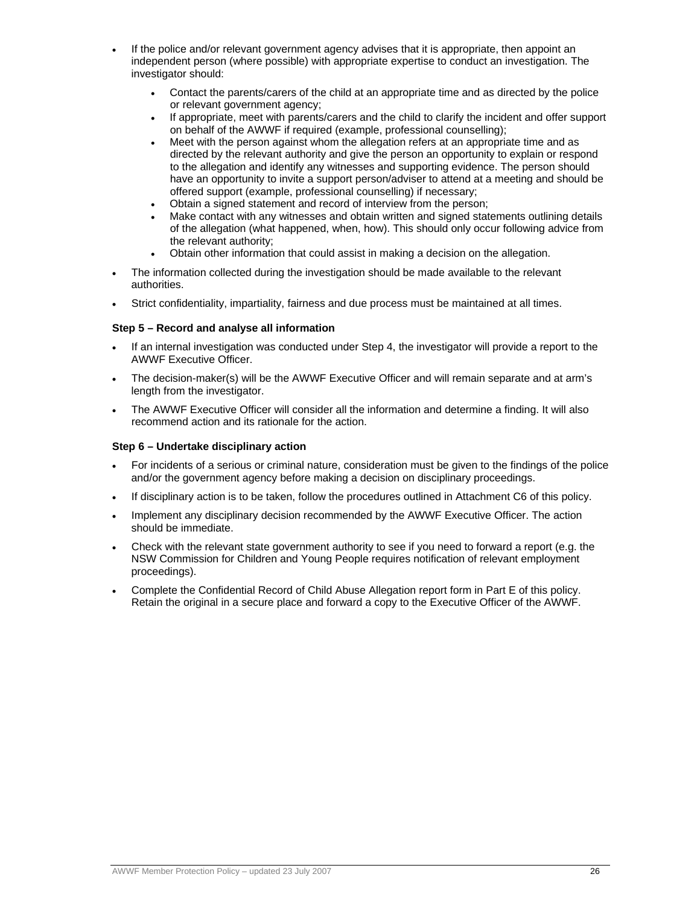- If the police and/or relevant government agency advises that it is appropriate, then appoint an independent person (where possible) with appropriate expertise to conduct an investigation. The investigator should:
  - Contact the parents/carers of the child at an appropriate time and as directed by the police or relevant government agency;
  - If appropriate, meet with parents/carers and the child to clarify the incident and offer support on behalf of the AWWF if required (example, professional counselling);
  - Meet with the person against whom the allegation refers at an appropriate time and as directed by the relevant authority and give the person an opportunity to explain or respond to the allegation and identify any witnesses and supporting evidence. The person should have an opportunity to invite a support person/adviser to attend at a meeting and should be offered support (example, professional counselling) if necessary;
  - Obtain a signed statement and record of interview from the person;
  - Make contact with any witnesses and obtain written and signed statements outlining details of the allegation (what happened, when, how). This should only occur following advice from the relevant authority;
  - Obtain other information that could assist in making a decision on the allegation.
- The information collected during the investigation should be made available to the relevant authorities.
- Strict confidentiality, impartiality, fairness and due process must be maintained at all times.

**Step 5 – Record and analyse all information**

- If an internal investigation was conducted under Step 4, the investigator will provide a report to the AWWF Executive Officer.
- The decision-maker(s) will be the AWWF Executive Officer and will remain separate and at arm's length from the investigator.
- The AWWF Executive Officer will consider all the information and determine a finding. It will also recommend action and its rationale for the action.

**Step 6 – Undertake disciplinary action**

- For incidents of a serious or criminal nature, consideration must be given to the findings of the police and/or the government agency before making a decision on disciplinary proceedings.
- If disciplinary action is to be taken, follow the procedures outlined in Attachment C6 of this policy.
- Implement any disciplinary decision recommended by the AWWF Executive Officer. The action should be immediate.
- Check with the relevant state government authority to see if you need to forward a report (e.g. the NSW Commission for Children and Young People requires notification of relevant employment proceedings).
- Complete the Confidential Record of Child Abuse Allegation report form in Part E of this policy. Retain the original in a secure place and forward a copy to the Executive Officer of the AWWF.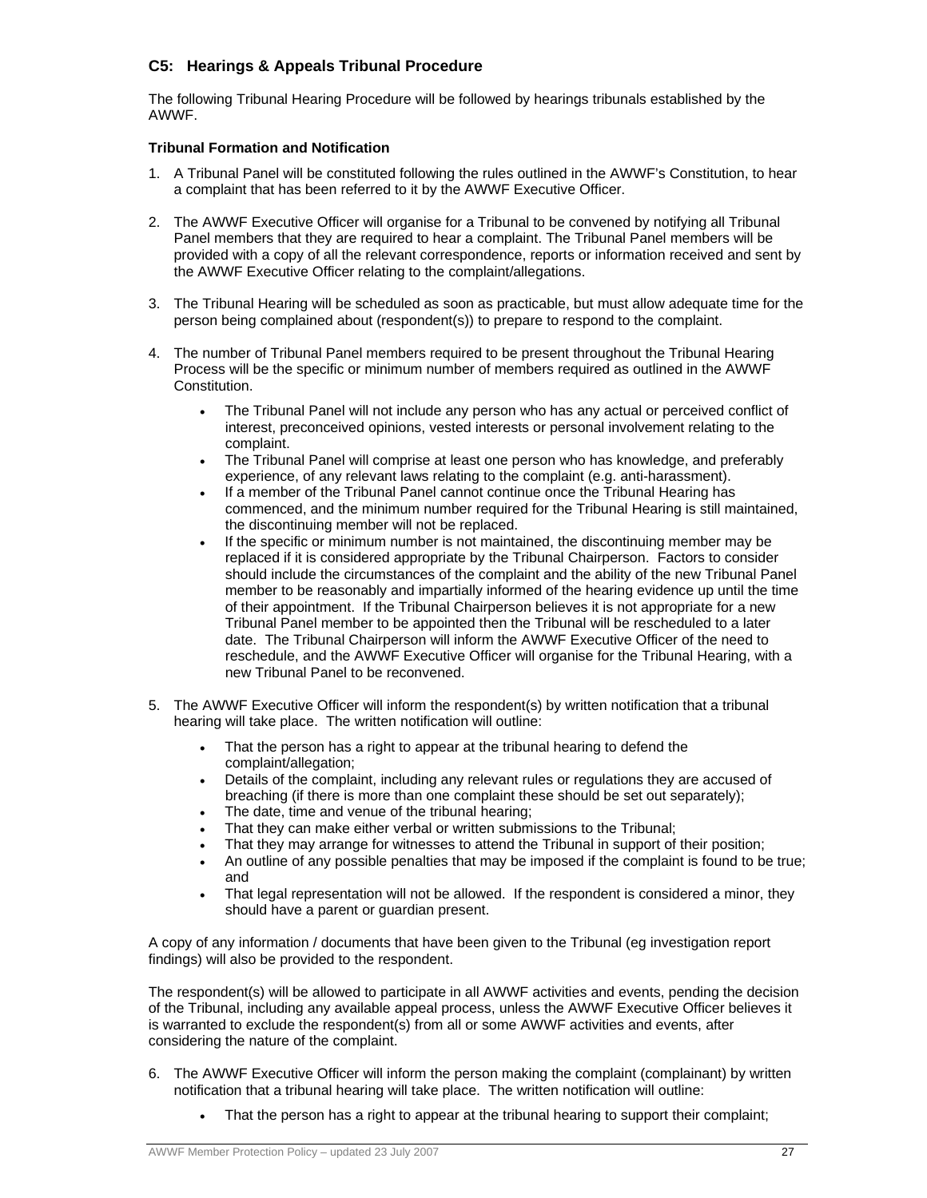## C5: Hearings & Appeals Tribunal Procedure

The following Tribunal Hearing Procedure will be followed by hearings tribunals established by the AWWF.

**Tribunal Formation and Notification**

1. A Tribunal Panel will be constituted following the rules outlined in the AWWF's Constitution, to hear a complaint that has been referred to it by the AWWF Executive Officer.

2. The AWWF Executive Officer will organise for a Tribunal to be convened by notifying all Tribunal Panel members that they are required to hear a complaint. The Tribunal Panel members will be provided with a copy of all the relevant correspondence, reports or information received and sent by the AWWF Executive Officer relating to the complaint/allegations.

3. The Tribunal Hearing will be scheduled as soon as practicable, but must allow adequate time for the person being complained about (respondent(s)) to prepare to respond to the complaint.

4. The number of Tribunal Panel members required to be present throughout the Tribunal Hearing Process will be the specific or minimum number of members required as outlined in the AWWF Constitution.

   - The Tribunal Panel will not include any person who has any actual or perceived conflict of interest, preconceived opinions, vested interests or personal involvement relating to the complaint.
   - The Tribunal Panel will comprise at least one person who has knowledge, and preferably experience, of any relevant laws relating to the complaint (e.g. anti-harassment).
   - If a member of the Tribunal Panel cannot continue once the Tribunal Hearing has commenced, and the minimum number required for the Tribunal Hearing is still maintained, the discontinuing member will not be replaced.
   - If the specific or minimum number is not maintained, the discontinuing member may be replaced if it is considered appropriate by the Tribunal Chairperson. Factors to consider should include the circumstances of the complaint and the ability of the new Tribunal Panel member to be reasonably and impartially informed of the hearing evidence up until the time of their appointment. If the Tribunal Chairperson believes it is not appropriate for a new Tribunal Panel member to be appointed then the Tribunal will be rescheduled to a later date. The Tribunal Chairperson will inform the AWWF Executive Officer of the need to reschedule, and the AWWF Executive Officer will organise for the Tribunal Hearing, with a new Tribunal Panel to be reconvened.

5. The AWWF Executive Officer will inform the respondent(s) by written notification that a tribunal hearing will take place. The written notification will outline:

   - That the person has a right to appear at the tribunal hearing to defend the complaint/allegation;
   - Details of the complaint, including any relevant rules or regulations they are accused of breaching (if there is more than one complaint these should be set out separately);
   - The date, time and venue of the tribunal hearing;
   - That they can make either verbal or written submissions to the Tribunal;
   - That they may arrange for witnesses to attend the Tribunal in support of their position;
   - An outline of any possible penalties that may be imposed if the complaint is found to be true; and
   - That legal representation will not be allowed. If the respondent is considered a minor, they should have a parent or guardian present.

A copy of any information / documents that have been given to the Tribunal (eg investigation report findings) will also be provided to the respondent.

The respondent(s) will be allowed to participate in all AWWF activities and events, pending the decision of the Tribunal, including any available appeal process, unless the AWWF Executive Officer believes it is warranted to exclude the respondent(s) from all or some AWWF activities and events, after considering the nature of the complaint.

6. The AWWF Executive Officer will inform the person making the complaint (complainant) by written notification that a tribunal hearing will take place. The written notification will outline:

   - That the person has a right to appear at the tribunal hearing to support their complaint;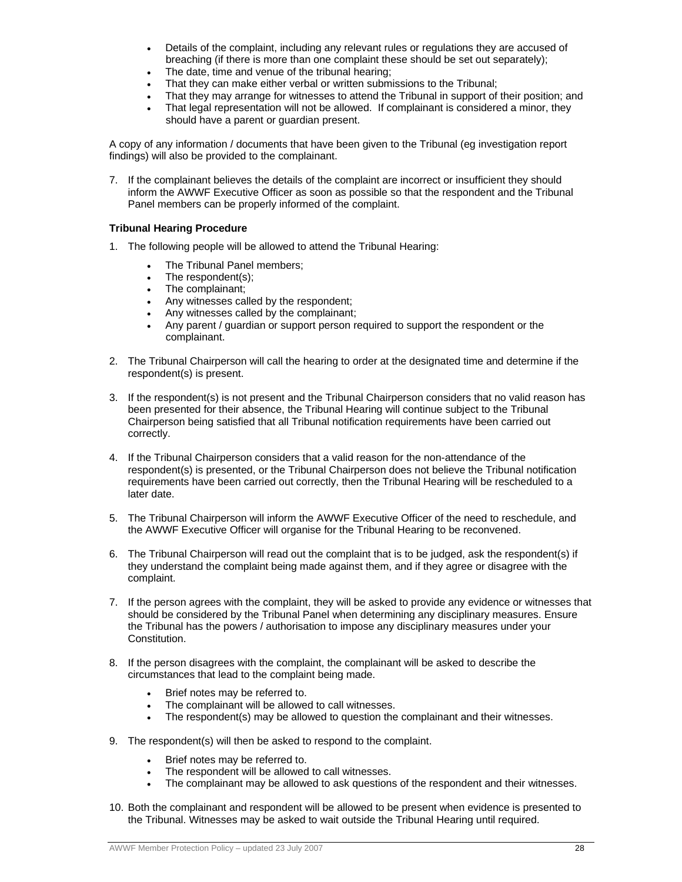- Details of the complaint, including any relevant rules or regulations they are accused of breaching (if there is more than one complaint these should be set out separately);
- The date, time and venue of the tribunal hearing;
- That they can make either verbal or written submissions to the Tribunal;
- That they may arrange for witnesses to attend the Tribunal in support of their position; and
- That legal representation will not be allowed. If complainant is considered a minor, they should have a parent or guardian present.

A copy of any information / documents that have been given to the Tribunal (eg investigation report findings) will also be provided to the complainant.

7. If the complainant believes the details of the complaint are incorrect or insufficient they should inform the AWWF Executive Officer as soon as possible so that the respondent and the Tribunal Panel members can be properly informed of the complaint.

**Tribunal Hearing Procedure**

1. The following people will be allowed to attend the Tribunal Hearing:
   - The Tribunal Panel members;
   - The respondent(s);
   - The complainant;
   - Any witnesses called by the respondent;
   - Any witnesses called by the complainant;
   - Any parent / guardian or support person required to support the respondent or the complainant.
2. The Tribunal Chairperson will call the hearing to order at the designated time and determine if the respondent(s) is present.
3. If the respondent(s) is not present and the Tribunal Chairperson considers that no valid reason has been presented for their absence, the Tribunal Hearing will continue subject to the Tribunal Chairperson being satisfied that all Tribunal notification requirements have been carried out correctly.
4. If the Tribunal Chairperson considers that a valid reason for the non-attendance of the respondent(s) is presented, or the Tribunal Chairperson does not believe the Tribunal notification requirements have been carried out correctly, then the Tribunal Hearing will be rescheduled to a later date.
5. The Tribunal Chairperson will inform the AWWF Executive Officer of the need to reschedule, and the AWWF Executive Officer will organise for the Tribunal Hearing to be reconvened.
6. The Tribunal Chairperson will read out the complaint that is to be judged, ask the respondent(s) if they understand the complaint being made against them, and if they agree or disagree with the complaint.
7. If the person agrees with the complaint, they will be asked to provide any evidence or witnesses that should be considered by the Tribunal Panel when determining any disciplinary measures. Ensure the Tribunal has the powers / authorisation to impose any disciplinary measures under your Constitution.
8. If the person disagrees with the complaint, the complainant will be asked to describe the circumstances that lead to the complaint being made.
   - Brief notes may be referred to.
   - The complainant will be allowed to call witnesses.
   - The respondent(s) may be allowed to question the complainant and their witnesses.
9. The respondent(s) will then be asked to respond to the complaint.
   - Brief notes may be referred to.
   - The respondent will be allowed to call witnesses.
   - The complainant may be allowed to ask questions of the respondent and their witnesses.
10. Both the complainant and respondent will be allowed to be present when evidence is presented to the Tribunal. Witnesses may be asked to wait outside the Tribunal Hearing until required.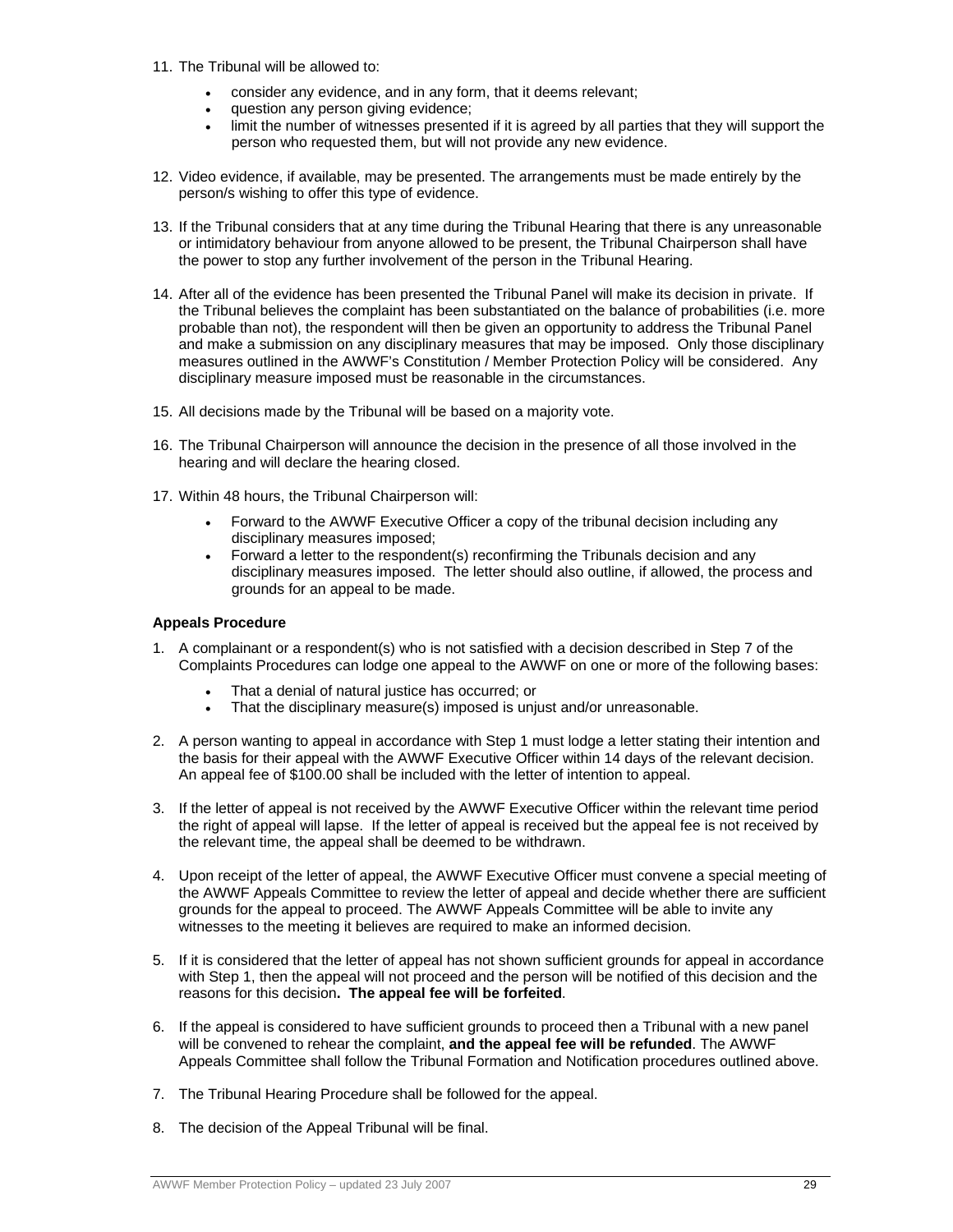11. The Tribunal will be allowed to:
    - consider any evidence, and in any form, that it deems relevant;
    - question any person giving evidence;
    - limit the number of witnesses presented if it is agreed by all parties that they will support the person who requested them, but will not provide any new evidence.

12. Video evidence, if available, may be presented. The arrangements must be made entirely by the person/s wishing to offer this type of evidence.

13. If the Tribunal considers that at any time during the Tribunal Hearing that there is any unreasonable or intimidatory behaviour from anyone allowed to be present, the Tribunal Chairperson shall have the power to stop any further involvement of the person in the Tribunal Hearing.

14. After all of the evidence has been presented the Tribunal Panel will make its decision in private. If the Tribunal believes the complaint has been substantiated on the balance of probabilities (i.e. more probable than not), the respondent will then be given an opportunity to address the Tribunal Panel and make a submission on any disciplinary measures that may be imposed. Only those disciplinary measures outlined in the AWWF's Constitution / Member Protection Policy will be considered. Any disciplinary measure imposed must be reasonable in the circumstances.

15. All decisions made by the Tribunal will be based on a majority vote.

16. The Tribunal Chairperson will announce the decision in the presence of all those involved in the hearing and will declare the hearing closed.

17. Within 48 hours, the Tribunal Chairperson will:
    - Forward to the AWWF Executive Officer a copy of the tribunal decision including any disciplinary measures imposed;
    - Forward a letter to the respondent(s) reconfirming the Tribunals decision and any disciplinary measures imposed. The letter should also outline, if allowed, the process and grounds for an appeal to be made.

**Appeals Procedure**

1. A complainant or a respondent(s) who is not satisfied with a decision described in Step 7 of the Complaints Procedures can lodge one appeal to the AWWF on one or more of the following bases:
    - That a denial of natural justice has occurred; or
    - That the disciplinary measure(s) imposed is unjust and/or unreasonable.

2. A person wanting to appeal in accordance with Step 1 must lodge a letter stating their intention and the basis for their appeal with the AWWF Executive Officer within 14 days of the relevant decision. An appeal fee of $100.00 shall be included with the letter of intention to appeal.

3. If the letter of appeal is not received by the AWWF Executive Officer within the relevant time period the right of appeal will lapse. If the letter of appeal is received but the appeal fee is not received by the relevant time, the appeal shall be deemed to be withdrawn.

4. Upon receipt of the letter of appeal, the AWWF Executive Officer must convene a special meeting of the AWWF Appeals Committee to review the letter of appeal and decide whether there are sufficient grounds for the appeal to proceed. The AWWF Appeals Committee will be able to invite any witnesses to the meeting it believes are required to make an informed decision.

5. If it is considered that the letter of appeal has not shown sufficient grounds for appeal in accordance with Step 1, then the appeal will not proceed and the person will be notified of this decision and the reasons for this decision**. The appeal fee will be forfeited**.

6. If the appeal is considered to have sufficient grounds to proceed then a Tribunal with a new panel will be convened to rehear the complaint, **and the appeal fee will be refunded**. The AWWF Appeals Committee shall follow the Tribunal Formation and Notification procedures outlined above.

7. The Tribunal Hearing Procedure shall be followed for the appeal.

8. The decision of the Appeal Tribunal will be final.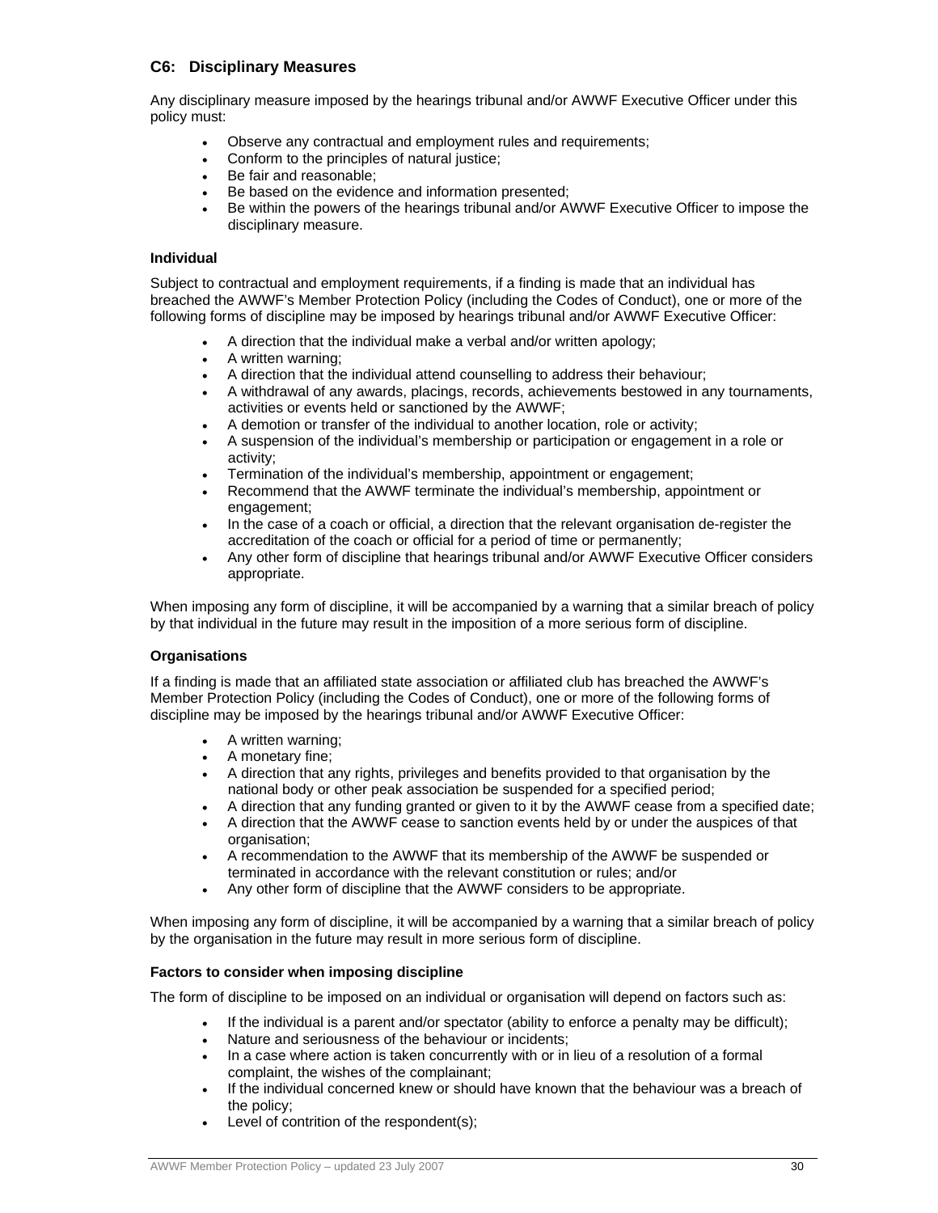### C6: Disciplinary Measures

Any disciplinary measure imposed by the hearings tribunal and/or AWWF Executive Officer under this policy must:

- Observe any contractual and employment rules and requirements;
- Conform to the principles of natural justice;
- Be fair and reasonable;
- Be based on the evidence and information presented;
- Be within the powers of the hearings tribunal and/or AWWF Executive Officer to impose the disciplinary measure.

#### Individual

Subject to contractual and employment requirements, if a finding is made that an individual has breached the AWWF's Member Protection Policy (including the Codes of Conduct), one or more of the following forms of discipline may be imposed by hearings tribunal and/or AWWF Executive Officer:

- A direction that the individual make a verbal and/or written apology;
- A written warning;
- A direction that the individual attend counselling to address their behaviour;
- A withdrawal of any awards, placings, records, achievements bestowed in any tournaments, activities or events held or sanctioned by the AWWF;
- A demotion or transfer of the individual to another location, role or activity;
- A suspension of the individual's membership or participation or engagement in a role or activity;
- Termination of the individual's membership, appointment or engagement;
- Recommend that the AWWF terminate the individual's membership, appointment or engagement;
- In the case of a coach or official, a direction that the relevant organisation de-register the accreditation of the coach or official for a period of time or permanently;
- Any other form of discipline that hearings tribunal and/or AWWF Executive Officer considers appropriate.

When imposing any form of discipline, it will be accompanied by a warning that a similar breach of policy by that individual in the future may result in the imposition of a more serious form of discipline.

#### Organisations

If a finding is made that an affiliated state association or affiliated club has breached the AWWF's Member Protection Policy (including the Codes of Conduct), one or more of the following forms of discipline may be imposed by the hearings tribunal and/or AWWF Executive Officer:

- A written warning;
- A monetary fine;
- A direction that any rights, privileges and benefits provided to that organisation by the national body or other peak association be suspended for a specified period;
- A direction that any funding granted or given to it by the AWWF cease from a specified date;
- A direction that the AWWF cease to sanction events held by or under the auspices of that organisation;
- A recommendation to the AWWF that its membership of the AWWF be suspended or terminated in accordance with the relevant constitution or rules; and/or
- Any other form of discipline that the AWWF considers to be appropriate.

When imposing any form of discipline, it will be accompanied by a warning that a similar breach of policy by the organisation in the future may result in more serious form of discipline.

#### Factors to consider when imposing discipline

The form of discipline to be imposed on an individual or organisation will depend on factors such as:

- If the individual is a parent and/or spectator (ability to enforce a penalty may be difficult);
- Nature and seriousness of the behaviour or incidents;
- In a case where action is taken concurrently with or in lieu of a resolution of a formal complaint, the wishes of the complainant;
- If the individual concerned knew or should have known that the behaviour was a breach of the policy;
- Level of contrition of the respondent(s);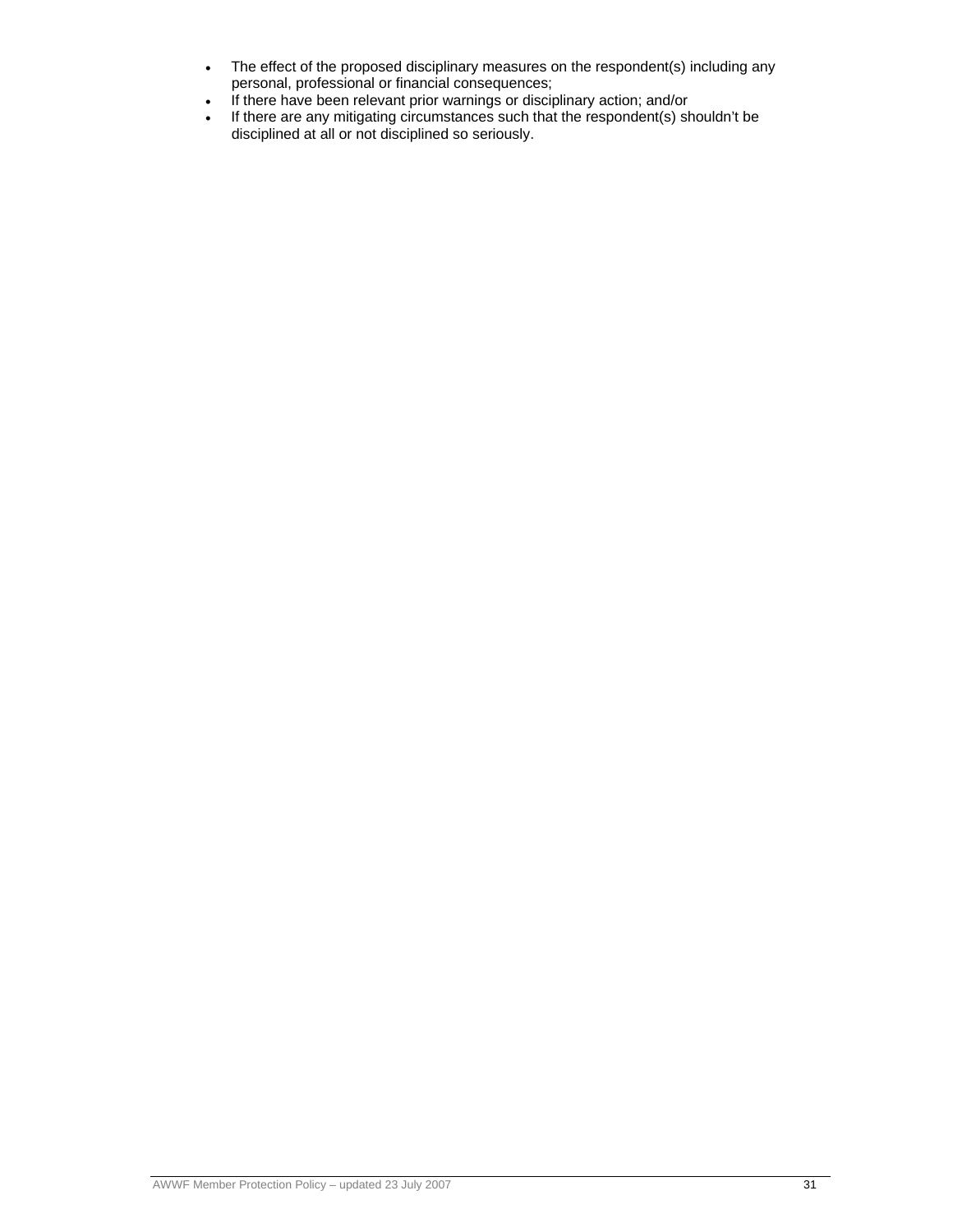- The effect of the proposed disciplinary measures on the respondent(s) including any personal, professional or financial consequences;
- If there have been relevant prior warnings or disciplinary action; and/or
- If there are any mitigating circumstances such that the respondent(s) shouldn't be disciplined at all or not disciplined so seriously.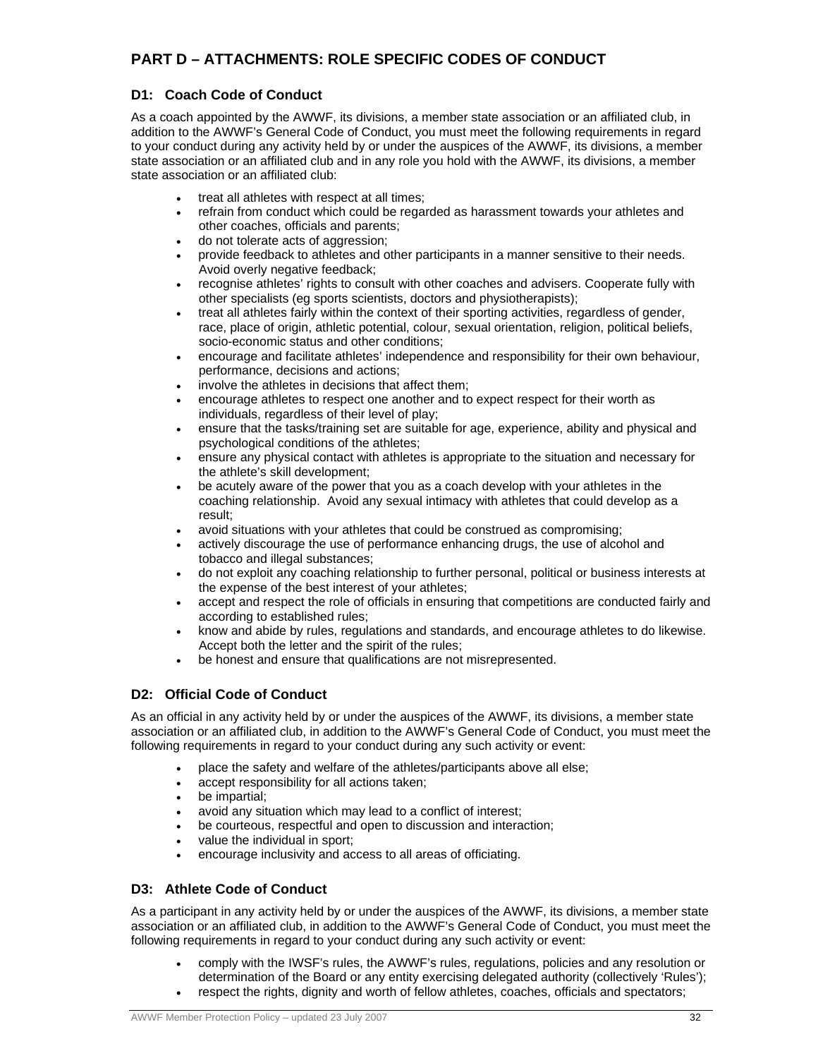## PART D – ATTACHMENTS: ROLE SPECIFIC CODES OF CONDUCT

### D1: Coach Code of Conduct

As a coach appointed by the AWWF, its divisions, a member state association or an affiliated club, in addition to the AWWF's General Code of Conduct, you must meet the following requirements in regard to your conduct during any activity held by or under the auspices of the AWWF, its divisions, a member state association or an affiliated club and in any role you hold with the AWWF, its divisions, a member state association or an affiliated club:

- treat all athletes with respect at all times;
- refrain from conduct which could be regarded as harassment towards your athletes and other coaches, officials and parents;
- do not tolerate acts of aggression;
- provide feedback to athletes and other participants in a manner sensitive to their needs. Avoid overly negative feedback;
- recognise athletes' rights to consult with other coaches and advisers. Cooperate fully with other specialists (eg sports scientists, doctors and physiotherapists);
- treat all athletes fairly within the context of their sporting activities, regardless of gender, race, place of origin, athletic potential, colour, sexual orientation, religion, political beliefs, socio-economic status and other conditions;
- encourage and facilitate athletes' independence and responsibility for their own behaviour, performance, decisions and actions;
- involve the athletes in decisions that affect them;
- encourage athletes to respect one another and to expect respect for their worth as individuals, regardless of their level of play;
- ensure that the tasks/training set are suitable for age, experience, ability and physical and psychological conditions of the athletes;
- ensure any physical contact with athletes is appropriate to the situation and necessary for the athlete's skill development;
- be acutely aware of the power that you as a coach develop with your athletes in the coaching relationship. Avoid any sexual intimacy with athletes that could develop as a result;
- avoid situations with your athletes that could be construed as compromising;
- actively discourage the use of performance enhancing drugs, the use of alcohol and tobacco and illegal substances;
- do not exploit any coaching relationship to further personal, political or business interests at the expense of the best interest of your athletes;
- accept and respect the role of officials in ensuring that competitions are conducted fairly and according to established rules;
- know and abide by rules, regulations and standards, and encourage athletes to do likewise. Accept both the letter and the spirit of the rules;
- be honest and ensure that qualifications are not misrepresented.

### D2: Official Code of Conduct

As an official in any activity held by or under the auspices of the AWWF, its divisions, a member state association or an affiliated club, in addition to the AWWF's General Code of Conduct, you must meet the following requirements in regard to your conduct during any such activity or event:

- place the safety and welfare of the athletes/participants above all else;
- accept responsibility for all actions taken;
- be impartial;
- avoid any situation which may lead to a conflict of interest;
- be courteous, respectful and open to discussion and interaction;
- value the individual in sport;
- encourage inclusivity and access to all areas of officiating.

### D3: Athlete Code of Conduct

As a participant in any activity held by or under the auspices of the AWWF, its divisions, a member state association or an affiliated club, in addition to the AWWF's General Code of Conduct, you must meet the following requirements in regard to your conduct during any such activity or event:

- comply with the IWSF's rules, the AWWF's rules, regulations, policies and any resolution or determination of the Board or any entity exercising delegated authority (collectively 'Rules');
- respect the rights, dignity and worth of fellow athletes, coaches, officials and spectators;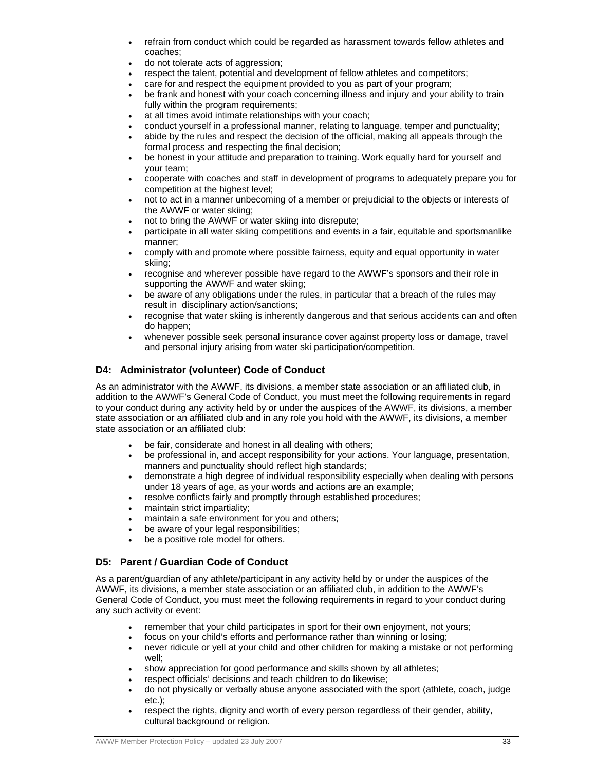- refrain from conduct which could be regarded as harassment towards fellow athletes and coaches;
- do not tolerate acts of aggression;
- respect the talent, potential and development of fellow athletes and competitors;
- care for and respect the equipment provided to you as part of your program;
- be frank and honest with your coach concerning illness and injury and your ability to train fully within the program requirements;
- at all times avoid intimate relationships with your coach;
- conduct yourself in a professional manner, relating to language, temper and punctuality;
- abide by the rules and respect the decision of the official, making all appeals through the formal process and respecting the final decision;
- be honest in your attitude and preparation to training. Work equally hard for yourself and your team;
- cooperate with coaches and staff in development of programs to adequately prepare you for competition at the highest level;
- not to act in a manner unbecoming of a member or prejudicial to the objects or interests of the AWWF or water skiing;
- not to bring the AWWF or water skiing into disrepute;
- participate in all water skiing competitions and events in a fair, equitable and sportsmanlike manner;
- comply with and promote where possible fairness, equity and equal opportunity in water skiing;
- recognise and wherever possible have regard to the AWWF's sponsors and their role in supporting the AWWF and water skiing;
- be aware of any obligations under the rules, in particular that a breach of the rules may result in disciplinary action/sanctions;
- recognise that water skiing is inherently dangerous and that serious accidents can and often do happen;
- whenever possible seek personal insurance cover against property loss or damage, travel and personal injury arising from water ski participation/competition.

### D4: Administrator (volunteer) Code of Conduct

As an administrator with the AWWF, its divisions, a member state association or an affiliated club, in addition to the AWWF's General Code of Conduct, you must meet the following requirements in regard to your conduct during any activity held by or under the auspices of the AWWF, its divisions, a member state association or an affiliated club and in any role you hold with the AWWF, its divisions, a member state association or an affiliated club:

- be fair, considerate and honest in all dealing with others;
- be professional in, and accept responsibility for your actions. Your language, presentation, manners and punctuality should reflect high standards;
- demonstrate a high degree of individual responsibility especially when dealing with persons under 18 years of age, as your words and actions are an example;
- resolve conflicts fairly and promptly through established procedures;
- maintain strict impartiality;
- maintain a safe environment for you and others;
- be aware of your legal responsibilities;
- be a positive role model for others.

### D5: Parent / Guardian Code of Conduct

As a parent/guardian of any athlete/participant in any activity held by or under the auspices of the AWWF, its divisions, a member state association or an affiliated club, in addition to the AWWF's General Code of Conduct, you must meet the following requirements in regard to your conduct during any such activity or event:

- remember that your child participates in sport for their own enjoyment, not yours;
- focus on your child's efforts and performance rather than winning or losing;
- never ridicule or yell at your child and other children for making a mistake or not performing well;
- show appreciation for good performance and skills shown by all athletes;
- respect officials' decisions and teach children to do likewise;
- do not physically or verbally abuse anyone associated with the sport (athlete, coach, judge etc.);
- respect the rights, dignity and worth of every person regardless of their gender, ability, cultural background or religion.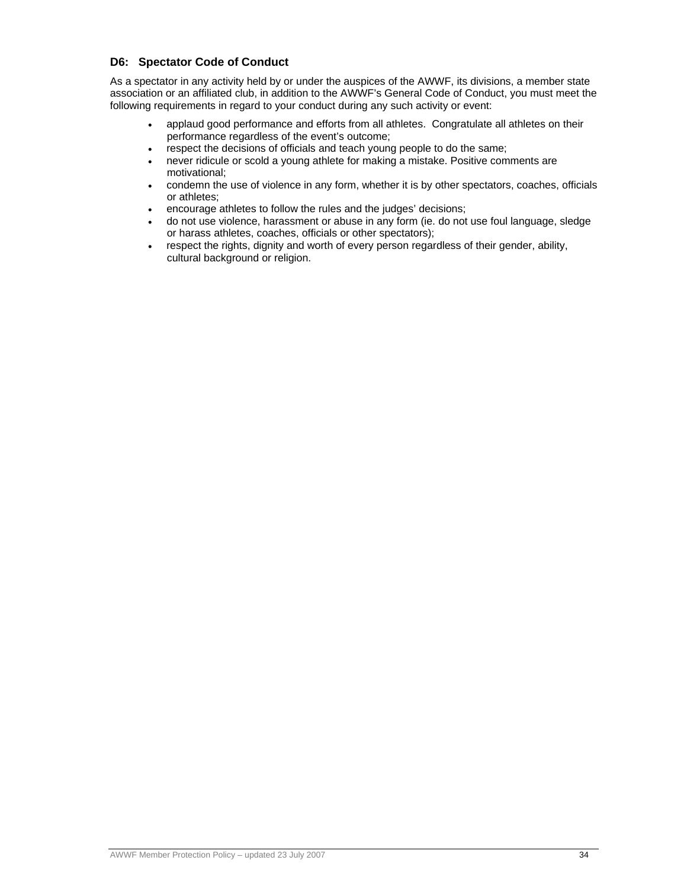### D6: Spectator Code of Conduct

As a spectator in any activity held by or under the auspices of the AWWF, its divisions, a member state association or an affiliated club, in addition to the AWWF's General Code of Conduct, you must meet the following requirements in regard to your conduct during any such activity or event:

- applaud good performance and efforts from all athletes. Congratulate all athletes on their performance regardless of the event's outcome;
- respect the decisions of officials and teach young people to do the same;
- never ridicule or scold a young athlete for making a mistake. Positive comments are motivational;
- condemn the use of violence in any form, whether it is by other spectators, coaches, officials or athletes;
- encourage athletes to follow the rules and the judges' decisions;
- do not use violence, harassment or abuse in any form (ie. do not use foul language, sledge or harass athletes, coaches, officials or other spectators);
- respect the rights, dignity and worth of every person regardless of their gender, ability, cultural background or religion.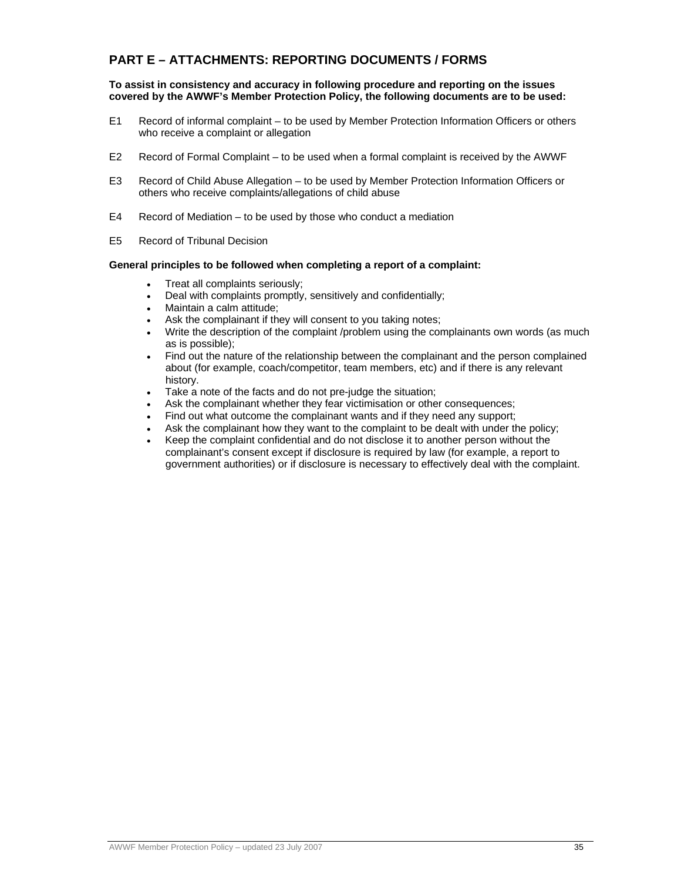## PART E – ATTACHMENTS: REPORTING DOCUMENTS / FORMS

**To assist in consistency and accuracy in following procedure and reporting on the issues covered by the AWWF's Member Protection Policy, the following documents are to be used:**

E1 Record of informal complaint – to be used by Member Protection Information Officers or others who receive a complaint or allegation

E2 Record of Formal Complaint – to be used when a formal complaint is received by the AWWF

E3 Record of Child Abuse Allegation – to be used by Member Protection Information Officers or others who receive complaints/allegations of child abuse

E4 Record of Mediation – to be used by those who conduct a mediation

E5 Record of Tribunal Decision

**General principles to be followed when completing a report of a complaint:**

- Treat all complaints seriously;
- Deal with complaints promptly, sensitively and confidentially;
- Maintain a calm attitude;
- Ask the complainant if they will consent to you taking notes;
- Write the description of the complaint /problem using the complainants own words (as much as is possible);
- Find out the nature of the relationship between the complainant and the person complained about (for example, coach/competitor, team members, etc) and if there is any relevant history.
- Take a note of the facts and do not pre-judge the situation;
- Ask the complainant whether they fear victimisation or other consequences;
- Find out what outcome the complainant wants and if they need any support;
- Ask the complainant how they want to the complaint to be dealt with under the policy;
- Keep the complaint confidential and do not disclose it to another person without the complainant's consent except if disclosure is required by law (for example, a report to government authorities) or if disclosure is necessary to effectively deal with the complaint.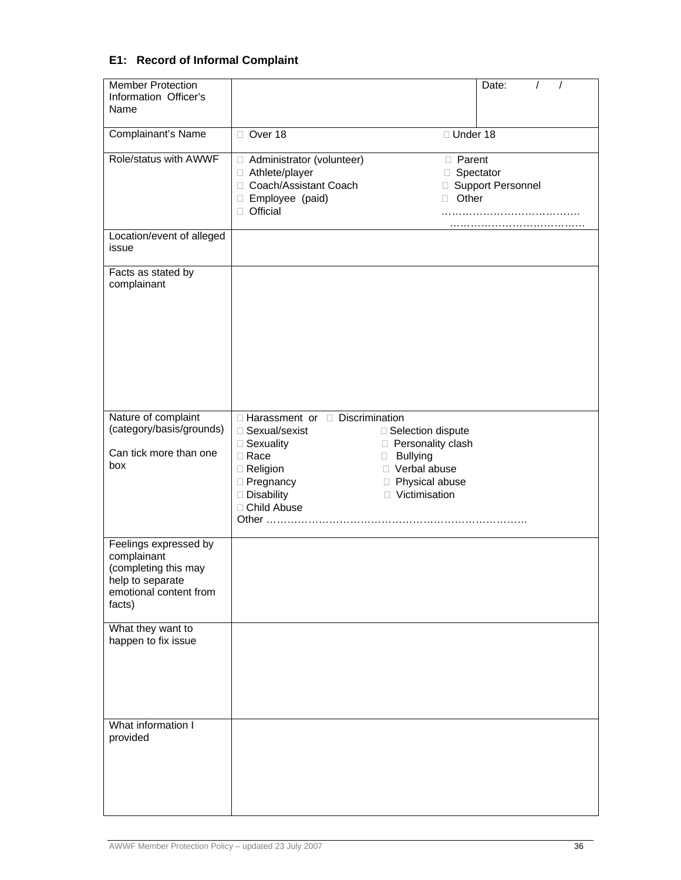**E1: Record of Informal Complaint**

| | | |
|---|---|---|
| Member Protection Information Officer's Name | | Date: / / |
| Complainant's Name | ☐ Over 18 ☐ Under 18 | |
| Role/status with AWWF | ☐ Administrator (volunteer)<br>☐ Athlete/player<br>☐ Coach/Assistant Coach<br>☐ Employee (paid)<br>☐ Official<br>☐ Parent<br>☐ Spectator<br>☐ Support Personnel<br>☐ Other …………………………………<br>………………………………… | |
| Location/event of alleged issue | | |
| Facts as stated by complainant | | |
| Nature of complaint (category/basis/grounds)<br><br>Can tick more than one box | ☐ Harassment or ☐ Discrimination<br>☐ Sexual/sexist<br>☐ Sexuality<br>☐ Race<br>☐ Religion<br>☐ Pregnancy<br>☐ Disability<br>☐ Child Abuse<br>☐ Selection dispute<br>☐ Personality clash<br>☐ Bullying<br>☐ Verbal abuse<br>☐ Physical abuse<br>☐ Victimisation<br>Other ……………………………………………………………… | |
| Feelings expressed by complainant (completing this may help to separate emotional content from facts) | | |
| What they want to happen to fix issue | | |
| What information I provided | | |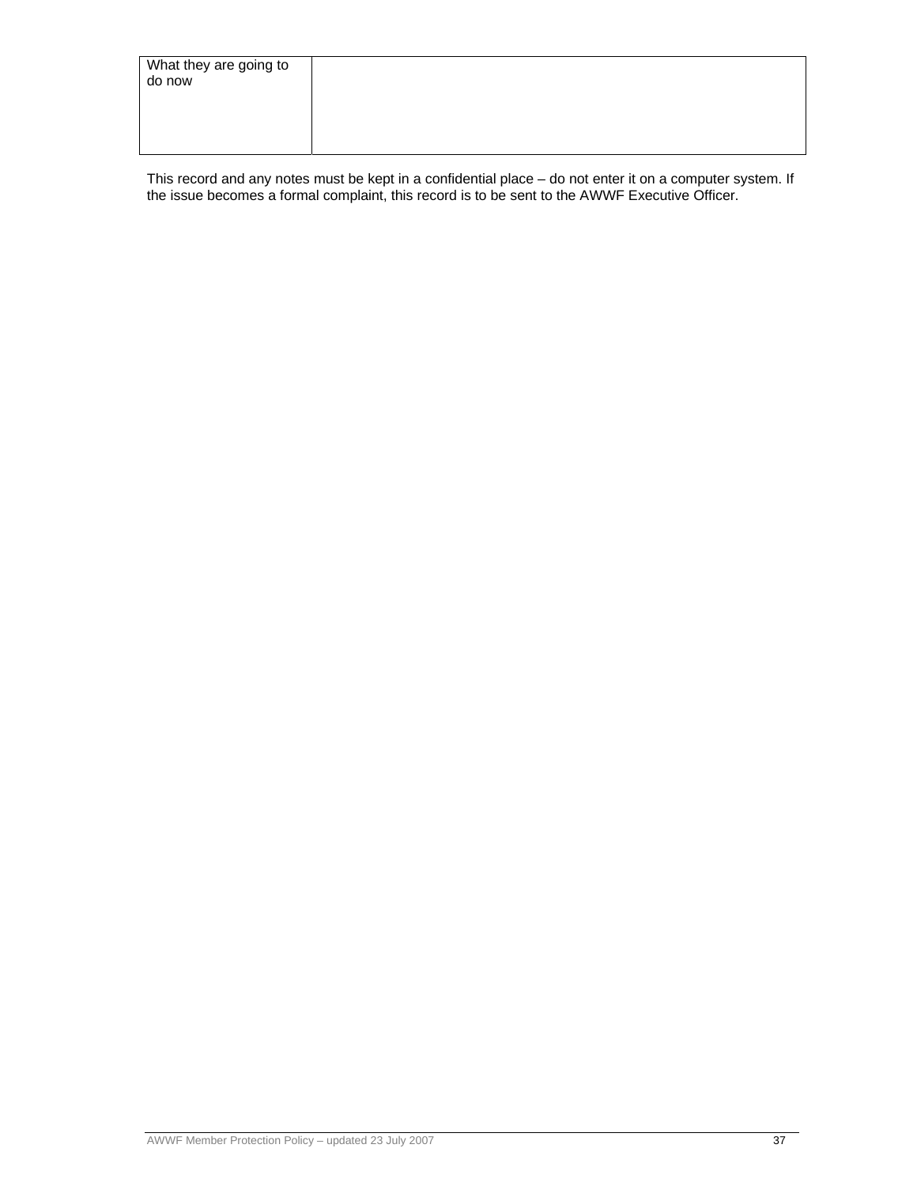| What they are going to do now | |
|---|---|

This record and any notes must be kept in a confidential place – do not enter it on a computer system. If the issue becomes a formal complaint, this record is to be sent to the AWWF Executive Officer.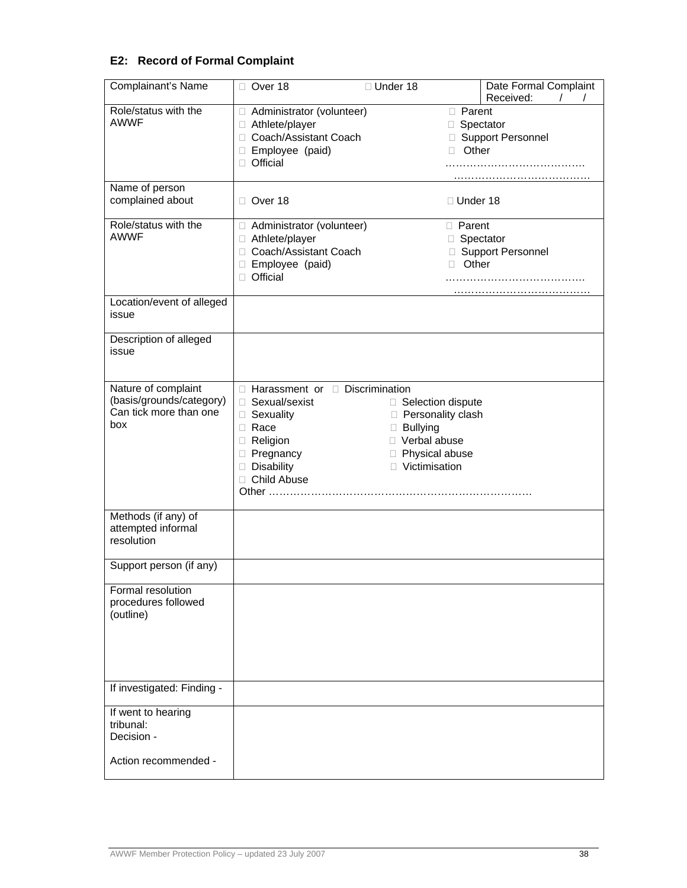## E2: Record of Formal Complaint

| Complainant's Name | □ Over 18 □ Under 18 | Date Formal Complaint Received: / / |
|---|---|---|
| Role/status with the AWWF | □ Administrator (volunteer)<br>□ Athlete/player<br>□ Coach/Assistant Coach<br>□ Employee (paid)<br>□ Official | □ Parent<br>□ Spectator<br>□ Support Personnel<br>□ Other<br>…………………………………<br>………………………………… |
| Name of person complained about | □ Over 18 | □ Under 18 |
| Role/status with the AWWF | □ Administrator (volunteer)<br>□ Athlete/player<br>□ Coach/Assistant Coach<br>□ Employee (paid)<br>□ Official | □ Parent<br>□ Spectator<br>□ Support Personnel<br>□ Other<br>…………………………………<br>………………………………… |
| Location/event of alleged issue | | |
| Description of alleged issue | | |
| Nature of complaint (basis/grounds/category) Can tick more than one box | □ Harassment or □ Discrimination<br>□ Sexual/sexist<br>□ Sexuality<br>□ Race<br>□ Religion<br>□ Pregnancy<br>□ Disability<br>□ Child Abuse<br>Other ……………………………………………………………… | □ Selection dispute<br>□ Personality clash<br>□ Bullying<br>□ Verbal abuse<br>□ Physical abuse<br>□ Victimisation |
| Methods (if any) of attempted informal resolution | | |
| Support person (if any) | | |
| Formal resolution procedures followed (outline) | | |
| If investigated: Finding - | | |
| If went to hearing tribunal:<br>Decision -<br><br>Action recommended - | | |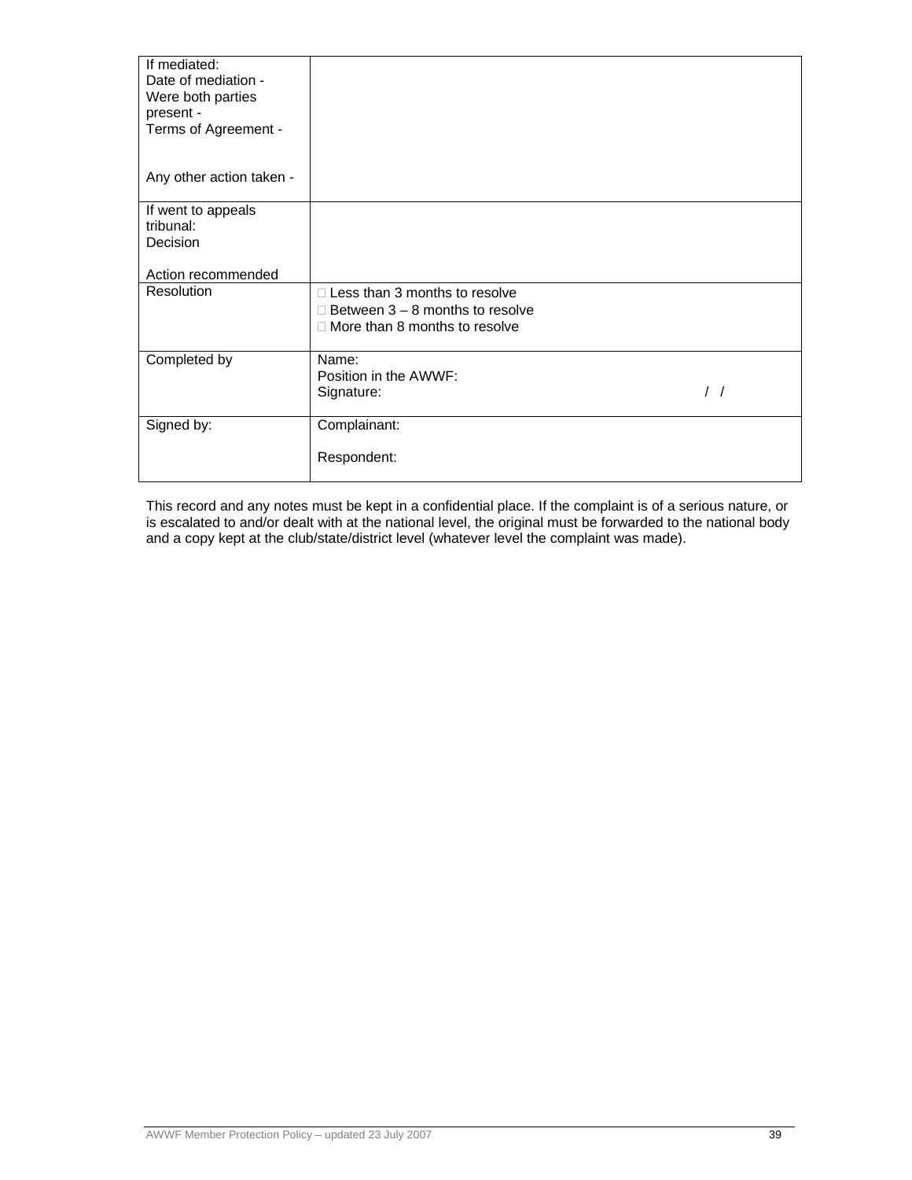| | |
|---|---|
| If mediated:<br>Date of mediation -<br>Were both parties present -<br>Terms of Agreement -<br><br>Any other action taken - | |
| If went to appeals tribunal:<br>Decision<br><br>Action recommended | |
| Resolution | □ Less than 3 months to resolve<br>□ Between 3 – 8 months to resolve<br>□ More than 8 months to resolve |
| Completed by | Name:<br>Position in the AWWF:<br>Signature: / / |
| Signed by: | Complainant:<br><br>Respondent: |

This record and any notes must be kept in a confidential place. If the complaint is of a serious nature, or is escalated to and/or dealt with at the national level, the original must be forwarded to the national body and a copy kept at the club/state/district level (whatever level the complaint was made).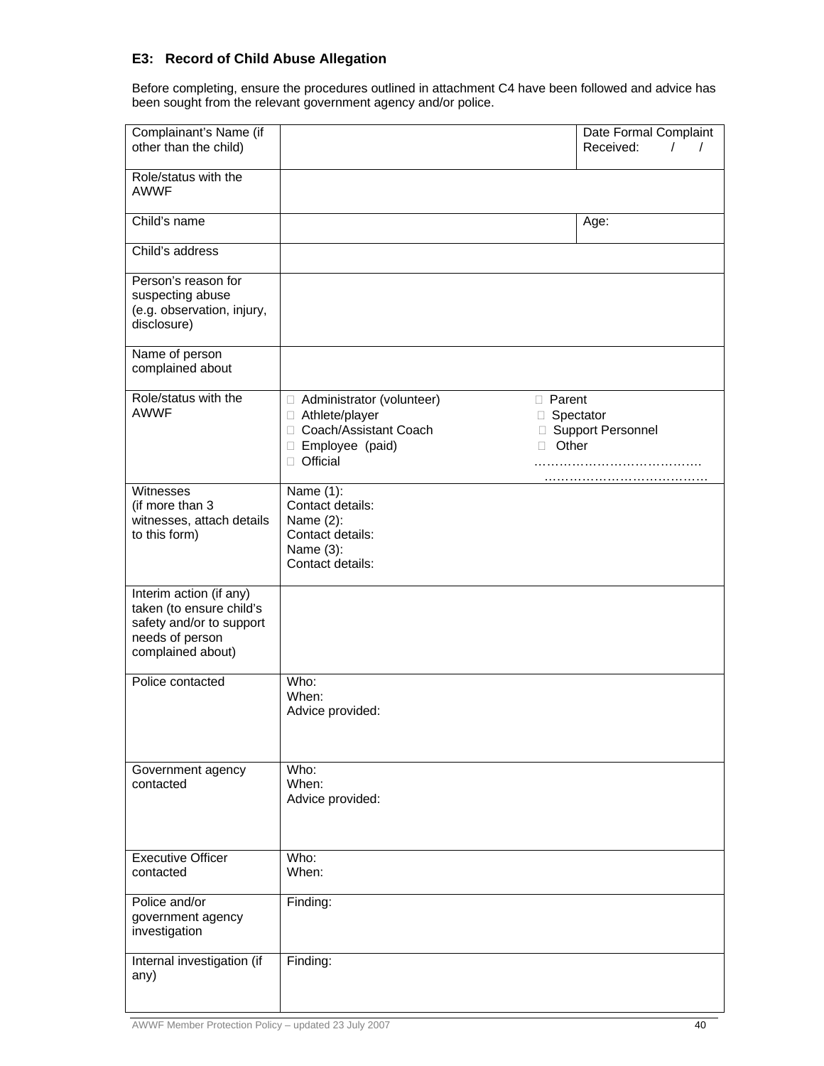## E3: Record of Child Abuse Allegation

Before completing, ensure the procedures outlined in attachment C4 have been followed and advice has been sought from the relevant government agency and/or police.

| | | |
|---|---|---|
| Complainant's Name (if other than the child) | | Date Formal Complaint Received: / / |
| Role/status with the AWWF | | |
| Child's name | | Age: |
| Child's address | | |
| Person's reason for suspecting abuse (e.g. observation, injury, disclosure) | | |
| Name of person complained about | | |
| Role/status with the AWWF | ☐ Administrator (volunteer)<br>☐ Athlete/player<br>☐ Coach/Assistant Coach<br>☐ Employee (paid)<br>☐ Official | ☐ Parent<br>☐ Spectator<br>☐ Support Personnel<br>☐ Other …………………………………<br>………………………………… |
| Witnesses (if more than 3 witnesses, attach details to this form) | Name (1):<br>Contact details:<br>Name (2):<br>Contact details:<br>Name (3):<br>Contact details: | |
| Interim action (if any) taken (to ensure child's safety and/or to support needs of person complained about) | | |
| Police contacted | Who:<br>When:<br>Advice provided: | |
| Government agency contacted | Who:<br>When:<br>Advice provided: | |
| Executive Officer contacted | Who:<br>When: | |
| Police and/or government agency investigation | Finding: | |
| Internal investigation (if any) | Finding: | |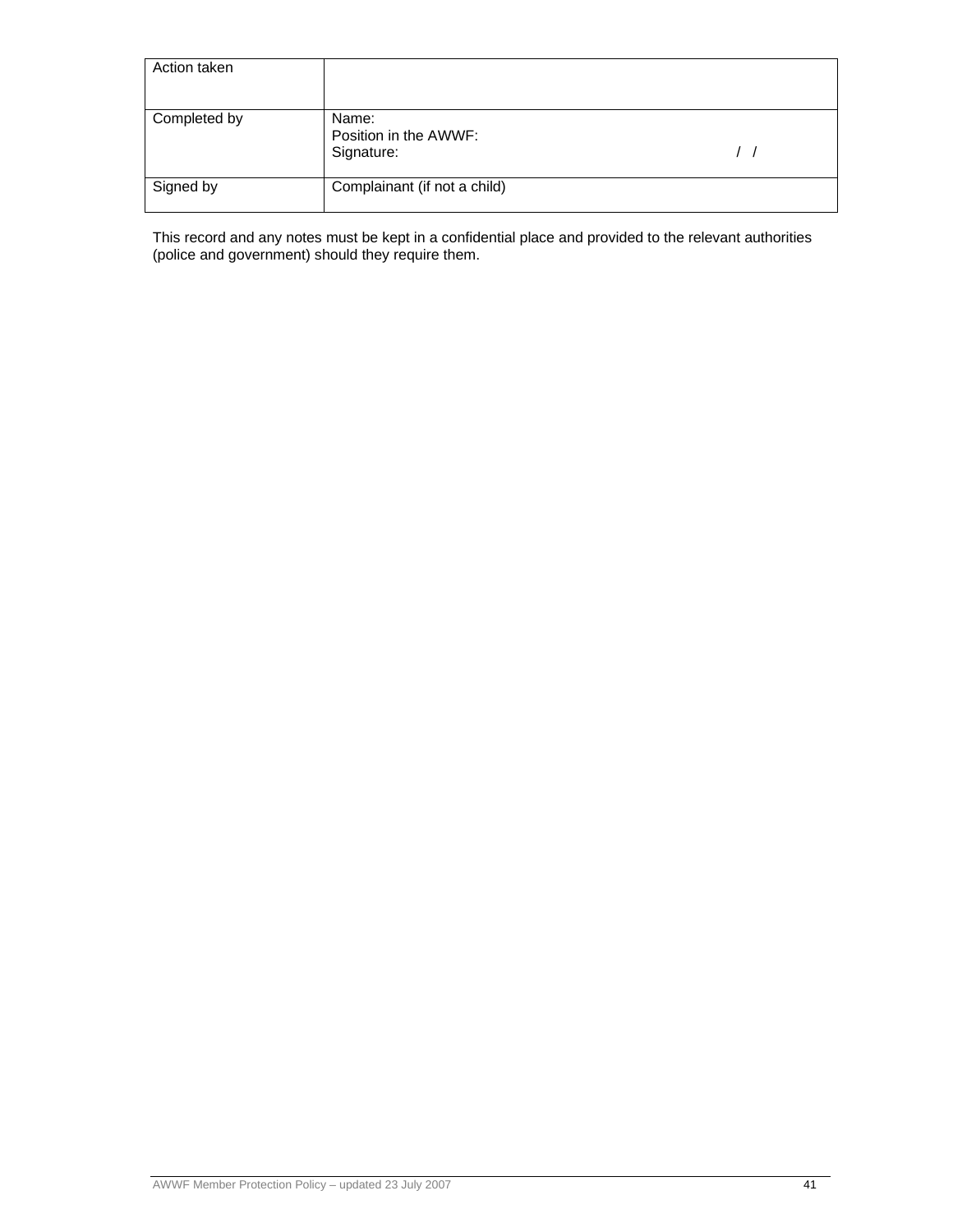| Action taken | |
|---|---|
| Completed by | Name:<br>Position in the AWWF:<br>Signature: / / |
| Signed by | Complainant (if not a child) |

This record and any notes must be kept in a confidential place and provided to the relevant authorities (police and government) should they require them.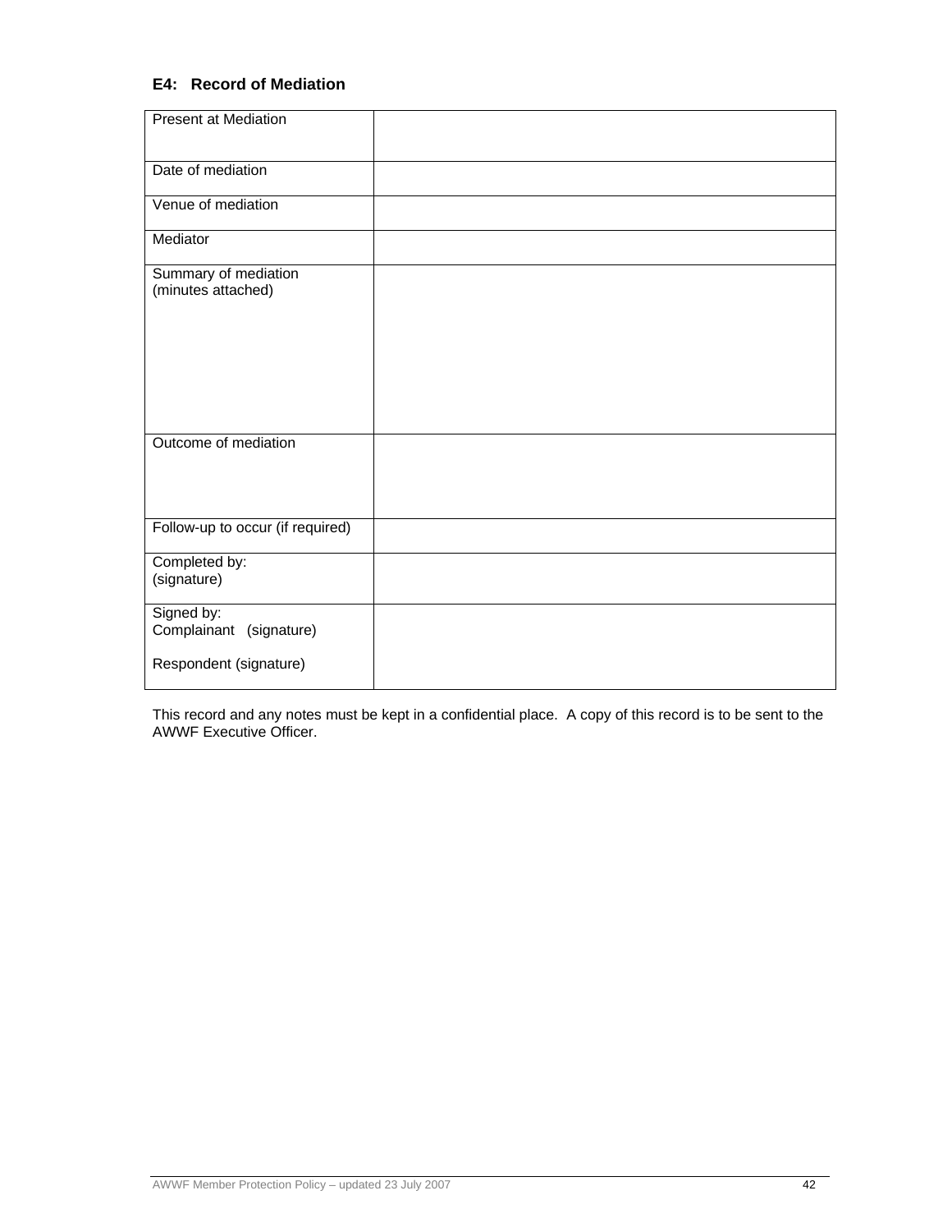### E4: Record of Mediation

| | |
|---|---|
| Present at Mediation | |
| Date of mediation | |
| Venue of mediation | |
| Mediator | |
| Summary of mediation<br>(minutes attached) | |
| Outcome of mediation | |
| Follow-up to occur (if required) | |
| Completed by:<br>(signature) | |
| Signed by:<br>Complainant (signature)<br><br>Respondent (signature) | |

This record and any notes must be kept in a confidential place. A copy of this record is to be sent to the AWWF Executive Officer.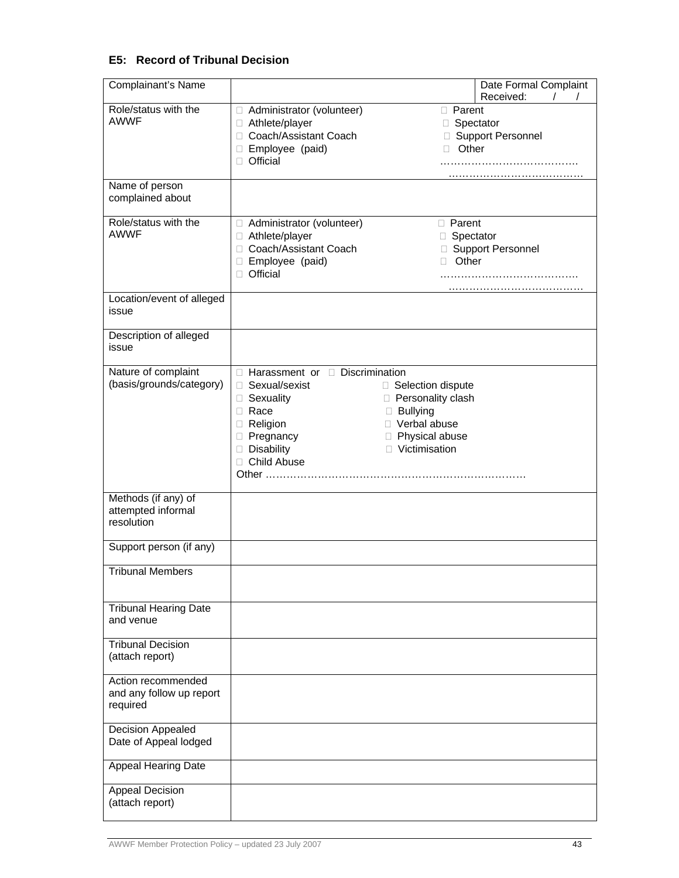### E5: Record of Tribunal Decision

| Complainant's Name | | Date Formal Complaint Received: / / |
|---|---|---|
| Role/status with the AWWF | □ Administrator (volunteer)<br>□ Athlete/player<br>□ Coach/Assistant Coach<br>□ Employee (paid)<br>□ Official | □ Parent<br>□ Spectator<br>□ Support Personnel<br>□ Other<br>…………………………………<br>………………………………… |
| Name of person complained about | | |
| Role/status with the AWWF | □ Administrator (volunteer)<br>□ Athlete/player<br>□ Coach/Assistant Coach<br>□ Employee (paid)<br>□ Official | □ Parent<br>□ Spectator<br>□ Support Personnel<br>□ Other<br>…………………………………<br>………………………………… |
| Location/event of alleged issue | | |
| Description of alleged issue | | |
| Nature of complaint (basis/grounds/category) | □ Harassment or □ Discrimination<br>□ Sexual/sexist<br>□ Sexuality<br>□ Race<br>□ Religion<br>□ Pregnancy<br>□ Disability<br>□ Child Abuse<br>Other ………………………………………………………………… | □ Selection dispute<br>□ Personality clash<br>□ Bullying<br>□ Verbal abuse<br>□ Physical abuse<br>□ Victimisation |
| Methods (if any) of attempted informal resolution | | |
| Support person (if any) | | |
| Tribunal Members | | |
| Tribunal Hearing Date and venue | | |
| Tribunal Decision (attach report) | | |
| Action recommended and any follow up report required | | |
| Decision Appealed<br>Date of Appeal lodged | | |
| Appeal Hearing Date | | |
| Appeal Decision (attach report) | | |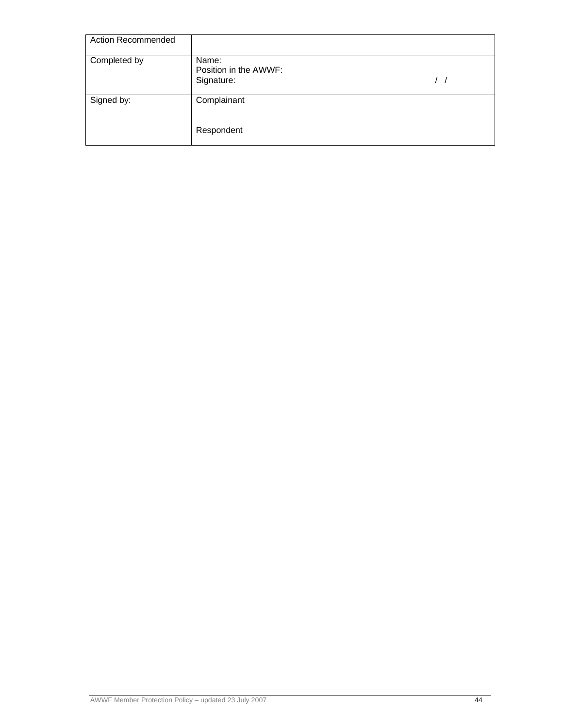| | |
|---|---|
| Action Recommended | |
| Completed by | Name:<br>Position in the AWWF:<br>Signature: / / |
| Signed by: | Complainant<br><br>Respondent |